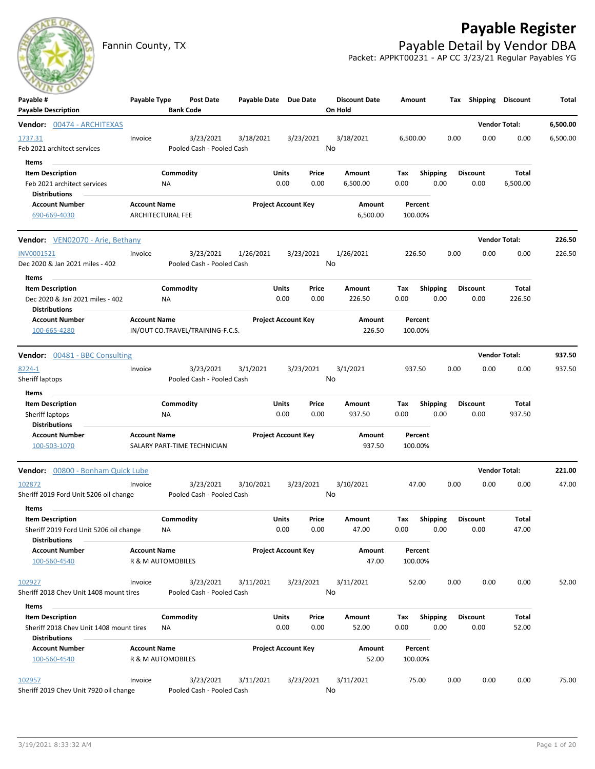# Payable Register

Fannin County, TX

## Payable Detail by Vendor DBA

Packet: APPKT00231 - AP CC 3/23/21 Regular Payables YG

| Payable # / Payable Description | Payable Type | Post Date / Bank Code | Payable Date | Due Date | Discount Date / On Hold | Amount | Tax | Shipping | Discount | Total |
|---|---|---|---|---|---|---|---|---|---|---|

**Vendor: 00474 - ARCHITEXAS** — Vendor Total: **6,500.00**

| Payable # / Payable Description | Payable Type | Post Date / Bank Code | Payable Date | Due Date | Discount Date / On Hold | Amount | Tax | Shipping | Discount | Total |
|---|---|---|---|---|---|---|---|---|---|---|
| 1737.31 / Feb 2021 architect services | Invoice | 3/23/2021 / Pooled Cash - Pooled Cash | 3/18/2021 | 3/23/2021 | 3/18/2021 / No | 6,500.00 | 0.00 | 0.00 | 0.00 | 6,500.00 |

Items

| Item Description | Commodity | Units | Price | Amount | Tax | Shipping | Discount | Total |
|---|---|---|---|---|---|---|---|---|
| Feb 2021 architect services | NA | 0.00 | 0.00 | 6,500.00 | 0.00 | 0.00 | 0.00 | 6,500.00 |

Distributions

| Account Number | Account Name | Project Account Key | Amount | Percent |
|---|---|---|---|---|
| 690-669-4030 | ARCHITECTURAL FEE | | 6,500.00 | 100.00% |

**Vendor: VEN02070 - Arie, Bethany** — Vendor Total: **226.50**

| Payable # / Payable Description | Payable Type | Post Date / Bank Code | Payable Date | Due Date | Discount Date / On Hold | Amount | Tax | Shipping | Discount | Total |
|---|---|---|---|---|---|---|---|---|---|---|
| INV0001521 / Dec 2020 & Jan 2021 miles - 402 | Invoice | 3/23/2021 / Pooled Cash - Pooled Cash | 1/26/2021 | 3/23/2021 | 1/26/2021 / No | 226.50 | 0.00 | 0.00 | 0.00 | 226.50 |

Items

| Item Description | Commodity | Units | Price | Amount | Tax | Shipping | Discount | Total |
|---|---|---|---|---|---|---|---|---|
| Dec 2020 & Jan 2021 miles - 402 | NA | 0.00 | 0.00 | 226.50 | 0.00 | 0.00 | 0.00 | 226.50 |

Distributions

| Account Number | Account Name | Project Account Key | Amount | Percent |
|---|---|---|---|---|
| 100-665-4280 | IN/OUT CO.TRAVEL/TRAINING-F.C.S. | | 226.50 | 100.00% |

**Vendor: 00481 - BBC Consulting** — Vendor Total: **937.50**

| Payable # / Payable Description | Payable Type | Post Date / Bank Code | Payable Date | Due Date | Discount Date / On Hold | Amount | Tax | Shipping | Discount | Total |
|---|---|---|---|---|---|---|---|---|---|---|
| 8224-1 / Sheriff laptops | Invoice | 3/23/2021 / Pooled Cash - Pooled Cash | 3/1/2021 | 3/23/2021 | 3/1/2021 / No | 937.50 | 0.00 | 0.00 | 0.00 | 937.50 |

Items

| Item Description | Commodity | Units | Price | Amount | Tax | Shipping | Discount | Total |
|---|---|---|---|---|---|---|---|---|
| Sheriff laptops | NA | 0.00 | 0.00 | 937.50 | 0.00 | 0.00 | 0.00 | 937.50 |

Distributions

| Account Number | Account Name | Project Account Key | Amount | Percent |
|---|---|---|---|---|
| 100-503-1070 | SALARY PART-TIME TECHNICIAN | | 937.50 | 100.00% |

**Vendor: 00800 - Bonham Quick Lube** — Vendor Total: **221.00**

| Payable # / Payable Description | Payable Type | Post Date / Bank Code | Payable Date | Due Date | Discount Date / On Hold | Amount | Tax | Shipping | Discount | Total |
|---|---|---|---|---|---|---|---|---|---|---|
| 102872 / Sheriff 2019 Ford Unit 5206 oil change | Invoice | 3/23/2021 / Pooled Cash - Pooled Cash | 3/10/2021 | 3/23/2021 | 3/10/2021 / No | 47.00 | 0.00 | 0.00 | 0.00 | 47.00 |

Items

| Item Description | Commodity | Units | Price | Amount | Tax | Shipping | Discount | Total |
|---|---|---|---|---|---|---|---|---|
| Sheriff 2019 Ford Unit 5206 oil change | NA | 0.00 | 0.00 | 47.00 | 0.00 | 0.00 | 0.00 | 47.00 |

Distributions

| Account Number | Account Name | Project Account Key | Amount | Percent |
|---|---|---|---|---|
| 100-560-4540 | R & M AUTOMOBILES | | 47.00 | 100.00% |

| Payable # / Payable Description | Payable Type | Post Date / Bank Code | Payable Date | Due Date | Discount Date / On Hold | Amount | Tax | Shipping | Discount | Total |
|---|---|---|---|---|---|---|---|---|---|---|
| 102927 / Sheriff 2018 Chev Unit 1408 mount tires | Invoice | 3/23/2021 / Pooled Cash - Pooled Cash | 3/11/2021 | 3/23/2021 | 3/11/2021 / No | 52.00 | 0.00 | 0.00 | 0.00 | 52.00 |

Items

| Item Description | Commodity | Units | Price | Amount | Tax | Shipping | Discount | Total |
|---|---|---|---|---|---|---|---|---|
| Sheriff 2018 Chev Unit 1408 mount tires | NA | 0.00 | 0.00 | 52.00 | 0.00 | 0.00 | 0.00 | 52.00 |

Distributions

| Account Number | Account Name | Project Account Key | Amount | Percent |
|---|---|---|---|---|
| 100-560-4540 | R & M AUTOMOBILES | | 52.00 | 100.00% |

| Payable # / Payable Description | Payable Type | Post Date / Bank Code | Payable Date | Due Date | Discount Date / On Hold | Amount | Tax | Shipping | Discount | Total |
|---|---|---|---|---|---|---|---|---|---|---|
| 102957 / Sheriff 2019 Chev Unit 7920 oil change | Invoice | 3/23/2021 / Pooled Cash - Pooled Cash | 3/11/2021 | 3/23/2021 | 3/11/2021 / No | 75.00 | 0.00 | 0.00 | 0.00 | 75.00 |

3/19/2021 8:33:32 AM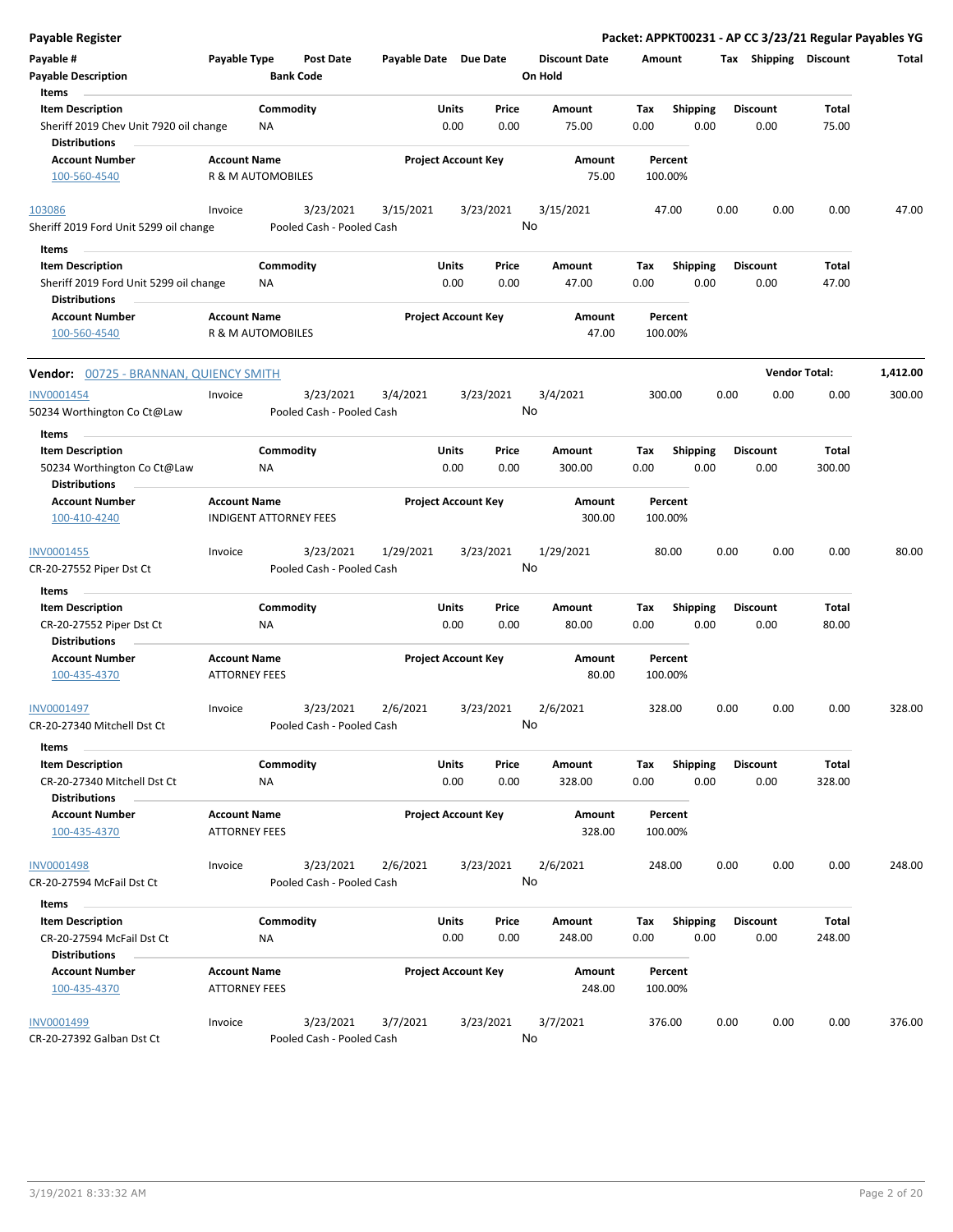**Payable Register** — **Packet: APPKT00231 - AP CC 3/23/21 Regular Payables YG**

| Payable # | Payable Type | Post Date | Payable Date | Due Date | Discount Date | Amount | Tax | Shipping | Discount | Total |
|---|---|---|---|---|---|---|---|---|---|---|
| **Payable Description** | | **Bank Code** | | | **On Hold** | | | | | |

**Items**

| Item Description | Commodity | Units | Price | Amount | Tax | Shipping | Discount | Total |
|---|---|---|---|---|---|---|---|---|
| Sheriff 2019 Chev Unit 7920 oil change | NA | 0.00 | 0.00 | 75.00 | 0.00 | 0.00 | 0.00 | 75.00 |

**Distributions**

| Account Number | Account Name | Project Account Key | Amount | Percent |
|---|---|---|---|---|
| 100-560-4540 | R & M AUTOMOBILES | | 75.00 | 100.00% |

| Payable # | Payable Type | Post Date | Payable Date | Due Date | Discount Date | Amount | Tax | Shipping | Discount | Total |
|---|---|---|---|---|---|---|---|---|---|---|
| 103086 | Invoice | 3/23/2021 | 3/15/2021 | 3/23/2021 | 3/15/2021 | 47.00 | 0.00 | 0.00 | 0.00 | 47.00 |
| Sheriff 2019 Ford Unit 5299 oil change | | Pooled Cash - Pooled Cash | | | No | | | | | |

**Items**

| Item Description | Commodity | Units | Price | Amount | Tax | Shipping | Discount | Total |
|---|---|---|---|---|---|---|---|---|
| Sheriff 2019 Ford Unit 5299 oil change | NA | 0.00 | 0.00 | 47.00 | 0.00 | 0.00 | 0.00 | 47.00 |

**Distributions**

| Account Number | Account Name | Project Account Key | Amount | Percent |
|---|---|---|---|---|
| 100-560-4540 | R & M AUTOMOBILES | | 47.00 | 100.00% |

**Vendor: 00725 - BRANNAN, QUIENCY SMITH** — **Vendor Total: 1,412.00**

| Payable # | Payable Type | Post Date | Payable Date | Due Date | Discount Date | Amount | Tax | Shipping | Discount | Total |
|---|---|---|---|---|---|---|---|---|---|---|
| INV0001454 | Invoice | 3/23/2021 | 3/4/2021 | 3/23/2021 | 3/4/2021 | 300.00 | 0.00 | 0.00 | 0.00 | 300.00 |
| 50234 Worthington Co Ct@Law | | Pooled Cash - Pooled Cash | | | No | | | | | |

**Items**

| Item Description | Commodity | Units | Price | Amount | Tax | Shipping | Discount | Total |
|---|---|---|---|---|---|---|---|---|
| 50234 Worthington Co Ct@Law | NA | 0.00 | 0.00 | 300.00 | 0.00 | 0.00 | 0.00 | 300.00 |

**Distributions**

| Account Number | Account Name | Project Account Key | Amount | Percent |
|---|---|---|---|---|
| 100-410-4240 | INDIGENT ATTORNEY FEES | | 300.00 | 100.00% |

| Payable # | Payable Type | Post Date | Payable Date | Due Date | Discount Date | Amount | Tax | Shipping | Discount | Total |
|---|---|---|---|---|---|---|---|---|---|---|
| INV0001455 | Invoice | 3/23/2021 | 1/29/2021 | 3/23/2021 | 1/29/2021 | 80.00 | 0.00 | 0.00 | 0.00 | 80.00 |
| CR-20-27552 Piper Dst Ct | | Pooled Cash - Pooled Cash | | | No | | | | | |

**Items**

| Item Description | Commodity | Units | Price | Amount | Tax | Shipping | Discount | Total |
|---|---|---|---|---|---|---|---|---|
| CR-20-27552 Piper Dst Ct | NA | 0.00 | 0.00 | 80.00 | 0.00 | 0.00 | 0.00 | 80.00 |

**Distributions**

| Account Number | Account Name | Project Account Key | Amount | Percent |
|---|---|---|---|---|
| 100-435-4370 | ATTORNEY FEES | | 80.00 | 100.00% |

| Payable # | Payable Type | Post Date | Payable Date | Due Date | Discount Date | Amount | Tax | Shipping | Discount | Total |
|---|---|---|---|---|---|---|---|---|---|---|
| INV0001497 | Invoice | 3/23/2021 | 2/6/2021 | 3/23/2021 | 2/6/2021 | 328.00 | 0.00 | 0.00 | 0.00 | 328.00 |
| CR-20-27340 Mitchell Dst Ct | | Pooled Cash - Pooled Cash | | | No | | | | | |

**Items**

| Item Description | Commodity | Units | Price | Amount | Tax | Shipping | Discount | Total |
|---|---|---|---|---|---|---|---|---|
| CR-20-27340 Mitchell Dst Ct | NA | 0.00 | 0.00 | 328.00 | 0.00 | 0.00 | 0.00 | 328.00 |

**Distributions**

| Account Number | Account Name | Project Account Key | Amount | Percent |
|---|---|---|---|---|
| 100-435-4370 | ATTORNEY FEES | | 328.00 | 100.00% |

| Payable # | Payable Type | Post Date | Payable Date | Due Date | Discount Date | Amount | Tax | Shipping | Discount | Total |
|---|---|---|---|---|---|---|---|---|---|---|
| INV0001498 | Invoice | 3/23/2021 | 2/6/2021 | 3/23/2021 | 2/6/2021 | 248.00 | 0.00 | 0.00 | 0.00 | 248.00 |
| CR-20-27594 McFail Dst Ct | | Pooled Cash - Pooled Cash | | | No | | | | | |

**Items**

| Item Description | Commodity | Units | Price | Amount | Tax | Shipping | Discount | Total |
|---|---|---|---|---|---|---|---|---|
| CR-20-27594 McFail Dst Ct | NA | 0.00 | 0.00 | 248.00 | 0.00 | 0.00 | 0.00 | 248.00 |

**Distributions**

| Account Number | Account Name | Project Account Key | Amount | Percent |
|---|---|---|---|---|
| 100-435-4370 | ATTORNEY FEES | | 248.00 | 100.00% |

| Payable # | Payable Type | Post Date | Payable Date | Due Date | Discount Date | Amount | Tax | Shipping | Discount | Total |
|---|---|---|---|---|---|---|---|---|---|---|
| INV0001499 | Invoice | 3/23/2021 | 3/7/2021 | 3/23/2021 | 3/7/2021 | 376.00 | 0.00 | 0.00 | 0.00 | 376.00 |
| CR-20-27392 Galban Dst Ct | | Pooled Cash - Pooled Cash | | | No | | | | | |

3/19/2021 8:33:32 AM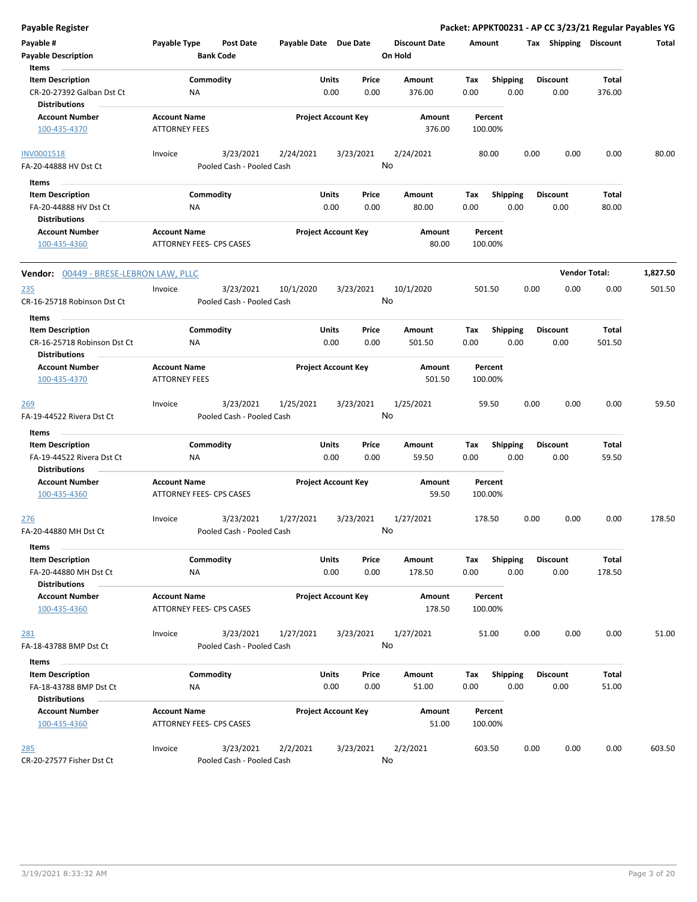**Payable Register** — Packet: APPKT00231 - AP CC 3/23/21 Regular Payables YG

| Payable # / Payable Description | Payable Type | Post Date / Bank Code | Payable Date | Due Date | Discount Date / On Hold | Amount | Tax | Shipping | Discount | Total |
|---|---|---|---|---|---|---|---|---|---|---|

Items

| Item Description | Commodity | Units | Price | Amount | Tax | Shipping | Discount | Total |
|---|---|---|---|---|---|---|---|---|
| CR-20-27392 Galban Dst Ct | NA | 0.00 | 0.00 | 376.00 | 0.00 | 0.00 | 0.00 | 376.00 |

Distributions

| Account Number | Account Name | Project Account Key | Amount | Percent |
|---|---|---|---|---|
| 100-435-4370 | ATTORNEY FEES | | 376.00 | 100.00% |

| Payable # | Payable Type | Post Date | Payable Date | Due Date | Discount Date | Amount | Tax | Shipping | Discount | Total |
|---|---|---|---|---|---|---|---|---|---|---|
| INV0001518 | Invoice | 3/23/2021 | 2/24/2021 | 3/23/2021 | 2/24/2021 | 80.00 | 0.00 | 0.00 | 0.00 | 80.00 |
| FA-20-44888 HV Dst Ct | | Pooled Cash - Pooled Cash | | | No | | | | | |

Items

| Item Description | Commodity | Units | Price | Amount | Tax | Shipping | Discount | Total |
|---|---|---|---|---|---|---|---|---|
| FA-20-44888 HV Dst Ct | NA | 0.00 | 0.00 | 80.00 | 0.00 | 0.00 | 0.00 | 80.00 |

Distributions

| Account Number | Account Name | Project Account Key | Amount | Percent |
|---|---|---|---|---|
| 100-435-4360 | ATTORNEY FEES- CPS CASES | | 80.00 | 100.00% |

**Vendor:** 00449 - BRESE-LEBRON LAW, PLLC — **Vendor Total: 1,827.50**

| Payable # | Payable Type | Post Date | Payable Date | Due Date | Discount Date | Amount | Tax | Shipping | Discount | Total |
|---|---|---|---|---|---|---|---|---|---|---|
| 235 | Invoice | 3/23/2021 | 10/1/2020 | 3/23/2021 | 10/1/2020 | 501.50 | 0.00 | 0.00 | 0.00 | 501.50 |
| CR-16-25718 Robinson Dst Ct | | Pooled Cash - Pooled Cash | | | No | | | | | |

Items

| Item Description | Commodity | Units | Price | Amount | Tax | Shipping | Discount | Total |
|---|---|---|---|---|---|---|---|---|
| CR-16-25718 Robinson Dst Ct | NA | 0.00 | 0.00 | 501.50 | 0.00 | 0.00 | 0.00 | 501.50 |

Distributions

| Account Number | Account Name | Project Account Key | Amount | Percent |
|---|---|---|---|---|
| 100-435-4370 | ATTORNEY FEES | | 501.50 | 100.00% |

| Payable # | Payable Type | Post Date | Payable Date | Due Date | Discount Date | Amount | Tax | Shipping | Discount | Total |
|---|---|---|---|---|---|---|---|---|---|---|
| 269 | Invoice | 3/23/2021 | 1/25/2021 | 3/23/2021 | 1/25/2021 | 59.50 | 0.00 | 0.00 | 0.00 | 59.50 |
| FA-19-44522 Rivera Dst Ct | | Pooled Cash - Pooled Cash | | | No | | | | | |

Items

| Item Description | Commodity | Units | Price | Amount | Tax | Shipping | Discount | Total |
|---|---|---|---|---|---|---|---|---|
| FA-19-44522 Rivera Dst Ct | NA | 0.00 | 0.00 | 59.50 | 0.00 | 0.00 | 0.00 | 59.50 |

Distributions

| Account Number | Account Name | Project Account Key | Amount | Percent |
|---|---|---|---|---|
| 100-435-4360 | ATTORNEY FEES- CPS CASES | | 59.50 | 100.00% |

| Payable # | Payable Type | Post Date | Payable Date | Due Date | Discount Date | Amount | Tax | Shipping | Discount | Total |
|---|---|---|---|---|---|---|---|---|---|---|
| 276 | Invoice | 3/23/2021 | 1/27/2021 | 3/23/2021 | 1/27/2021 | 178.50 | 0.00 | 0.00 | 0.00 | 178.50 |
| FA-20-44880 MH Dst Ct | | Pooled Cash - Pooled Cash | | | No | | | | | |

Items

| Item Description | Commodity | Units | Price | Amount | Tax | Shipping | Discount | Total |
|---|---|---|---|---|---|---|---|---|
| FA-20-44880 MH Dst Ct | NA | 0.00 | 0.00 | 178.50 | 0.00 | 0.00 | 0.00 | 178.50 |

Distributions

| Account Number | Account Name | Project Account Key | Amount | Percent |
|---|---|---|---|---|
| 100-435-4360 | ATTORNEY FEES- CPS CASES | | 178.50 | 100.00% |

| Payable # | Payable Type | Post Date | Payable Date | Due Date | Discount Date | Amount | Tax | Shipping | Discount | Total |
|---|---|---|---|---|---|---|---|---|---|---|
| 281 | Invoice | 3/23/2021 | 1/27/2021 | 3/23/2021 | 1/27/2021 | 51.00 | 0.00 | 0.00 | 0.00 | 51.00 |
| FA-18-43788 BMP Dst Ct | | Pooled Cash - Pooled Cash | | | No | | | | | |

Items

| Item Description | Commodity | Units | Price | Amount | Tax | Shipping | Discount | Total |
|---|---|---|---|---|---|---|---|---|
| FA-18-43788 BMP Dst Ct | NA | 0.00 | 0.00 | 51.00 | 0.00 | 0.00 | 0.00 | 51.00 |

Distributions

| Account Number | Account Name | Project Account Key | Amount | Percent |
|---|---|---|---|---|
| 100-435-4360 | ATTORNEY FEES- CPS CASES | | 51.00 | 100.00% |

| Payable # | Payable Type | Post Date | Payable Date | Due Date | Discount Date | Amount | Tax | Shipping | Discount | Total |
|---|---|---|---|---|---|---|---|---|---|---|
| 285 | Invoice | 3/23/2021 | 2/2/2021 | 3/23/2021 | 2/2/2021 | 603.50 | 0.00 | 0.00 | 0.00 | 603.50 |
| CR-20-27577 Fisher Dst Ct | | Pooled Cash - Pooled Cash | | | No | | | | | |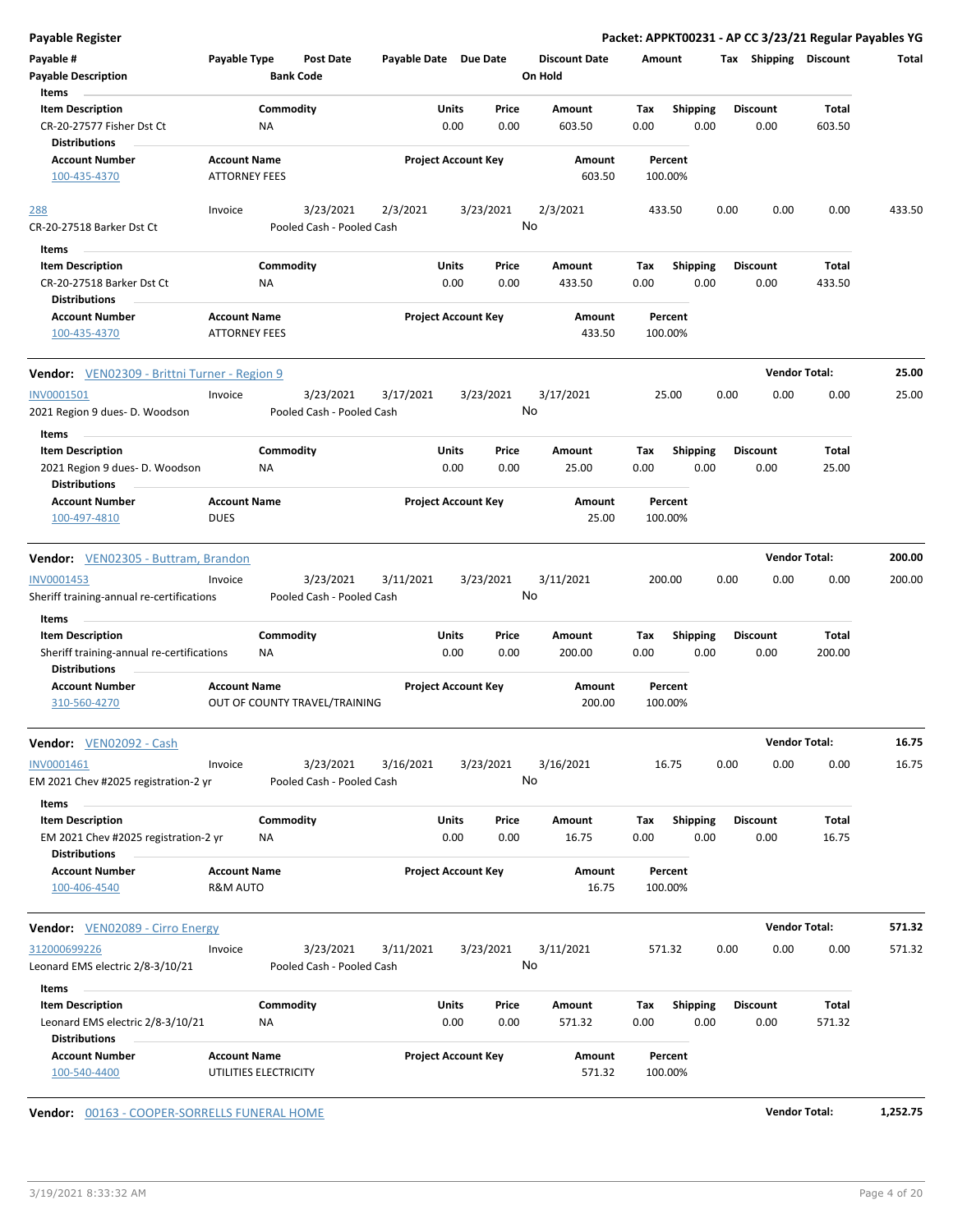**Payable Register** — **Packet: APPKT00231 - AP CC 3/23/21 Regular Payables YG**

| Payable # | Payable Type | Post Date | Payable Date | Due Date | Discount Date | Amount | Tax | Shipping | Discount | Total |
|---|---|---|---|---|---|---|---|---|---|---|
| **Payable Description** | | **Bank Code** | | | **On Hold** | | | | | |

**Items**

| Item Description | Commodity | Units | Price | Amount | Tax | Shipping | Discount | Total |
|---|---|---|---|---|---|---|---|---|
| CR-20-27577 Fisher Dst Ct | NA | 0.00 | 0.00 | 603.50 | 0.00 | 0.00 | 0.00 | 603.50 |

**Distributions**

| Account Number | Account Name | Project Account Key | Amount | Percent |
|---|---|---|---|---|
| 100-435-4370 | ATTORNEY FEES | | 603.50 | 100.00% |

| Payable # | Payable Type | Post Date | Payable Date | Due Date | Discount Date | Amount | Tax | Shipping | Discount | Total |
|---|---|---|---|---|---|---|---|---|---|---|
| 288 | Invoice | 3/23/2021 | 2/3/2021 | 3/23/2021 | 2/3/2021 | 433.50 | 0.00 | 0.00 | 0.00 | 433.50 |
| CR-20-27518 Barker Dst Ct | | Pooled Cash - Pooled Cash | | | No | | | | | |

**Items**

| Item Description | Commodity | Units | Price | Amount | Tax | Shipping | Discount | Total |
|---|---|---|---|---|---|---|---|---|
| CR-20-27518 Barker Dst Ct | NA | 0.00 | 0.00 | 433.50 | 0.00 | 0.00 | 0.00 | 433.50 |

**Distributions**

| Account Number | Account Name | Project Account Key | Amount | Percent |
|---|---|---|---|---|
| 100-435-4370 | ATTORNEY FEES | | 433.50 | 100.00% |

**Vendor:** VEN02309 - Brittni Turner - Region 9 — **Vendor Total:** **25.00**

| Payable # | Payable Type | Post Date | Payable Date | Due Date | Discount Date | Amount | Tax | Shipping | Discount | Total |
|---|---|---|---|---|---|---|---|---|---|---|
| INV0001501 | Invoice | 3/23/2021 | 3/17/2021 | 3/23/2021 | 3/17/2021 | 25.00 | 0.00 | 0.00 | 0.00 | 25.00 |
| 2021 Region 9 dues- D. Woodson | | Pooled Cash - Pooled Cash | | | No | | | | | |

**Items**

| Item Description | Commodity | Units | Price | Amount | Tax | Shipping | Discount | Total |
|---|---|---|---|---|---|---|---|---|
| 2021 Region 9 dues- D. Woodson | NA | 0.00 | 0.00 | 25.00 | 0.00 | 0.00 | 0.00 | 25.00 |

**Distributions**

| Account Number | Account Name | Project Account Key | Amount | Percent |
|---|---|---|---|---|
| 100-497-4810 | DUES | | 25.00 | 100.00% |

**Vendor:** VEN02305 - Buttram, Brandon — **Vendor Total:** **200.00**

| Payable # | Payable Type | Post Date | Payable Date | Due Date | Discount Date | Amount | Tax | Shipping | Discount | Total |
|---|---|---|---|---|---|---|---|---|---|---|
| INV0001453 | Invoice | 3/23/2021 | 3/11/2021 | 3/23/2021 | 3/11/2021 | 200.00 | 0.00 | 0.00 | 0.00 | 200.00 |
| Sheriff training-annual re-certifications | | Pooled Cash - Pooled Cash | | | No | | | | | |

**Items**

| Item Description | Commodity | Units | Price | Amount | Tax | Shipping | Discount | Total |
|---|---|---|---|---|---|---|---|---|
| Sheriff training-annual re-certifications | NA | 0.00 | 0.00 | 200.00 | 0.00 | 0.00 | 0.00 | 200.00 |

**Distributions**

| Account Number | Account Name | Project Account Key | Amount | Percent |
|---|---|---|---|---|
| 310-560-4270 | OUT OF COUNTY TRAVEL/TRAINING | | 200.00 | 100.00% |

**Vendor:** VEN02092 - Cash — **Vendor Total:** **16.75**

| Payable # | Payable Type | Post Date | Payable Date | Due Date | Discount Date | Amount | Tax | Shipping | Discount | Total |
|---|---|---|---|---|---|---|---|---|---|---|
| INV0001461 | Invoice | 3/23/2021 | 3/16/2021 | 3/23/2021 | 3/16/2021 | 16.75 | 0.00 | 0.00 | 0.00 | 16.75 |
| EM 2021 Chev #2025 registration-2 yr | | Pooled Cash - Pooled Cash | | | No | | | | | |

**Items**

| Item Description | Commodity | Units | Price | Amount | Tax | Shipping | Discount | Total |
|---|---|---|---|---|---|---|---|---|
| EM 2021 Chev #2025 registration-2 yr | NA | 0.00 | 0.00 | 16.75 | 0.00 | 0.00 | 0.00 | 16.75 |

**Distributions**

| Account Number | Account Name | Project Account Key | Amount | Percent |
|---|---|---|---|---|
| 100-406-4540 | R&M AUTO | | 16.75 | 100.00% |

**Vendor:** VEN02089 - Cirro Energy — **Vendor Total:** **571.32**

| Payable # | Payable Type | Post Date | Payable Date | Due Date | Discount Date | Amount | Tax | Shipping | Discount | Total |
|---|---|---|---|---|---|---|---|---|---|---|
| 312000699226 | Invoice | 3/23/2021 | 3/11/2021 | 3/23/2021 | 3/11/2021 | 571.32 | 0.00 | 0.00 | 0.00 | 571.32 |
| Leonard EMS electric 2/8-3/10/21 | | Pooled Cash - Pooled Cash | | | No | | | | | |

**Items**

| Item Description | Commodity | Units | Price | Amount | Tax | Shipping | Discount | Total |
|---|---|---|---|---|---|---|---|---|
| Leonard EMS electric 2/8-3/10/21 | NA | 0.00 | 0.00 | 571.32 | 0.00 | 0.00 | 0.00 | 571.32 |

**Distributions**

| Account Number | Account Name | Project Account Key | Amount | Percent |
|---|---|---|---|---|
| 100-540-4400 | UTILITIES ELECTRICITY | | 571.32 | 100.00% |

**Vendor:** 00163 - COOPER-SORRELLS FUNERAL HOME — **Vendor Total:** **1,252.75**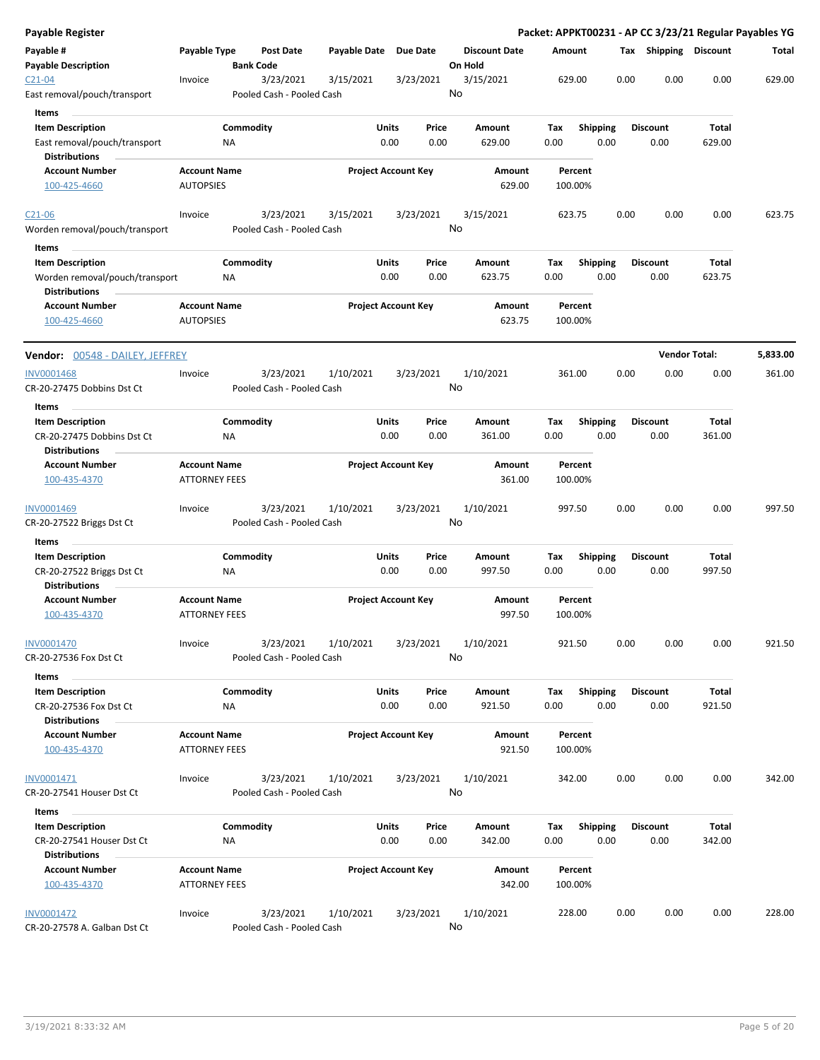**Payable Register** — **Packet: APPKT00231 - AP CC 3/23/21 Regular Payables YG**

| Payable # / Payable Description | Payable Type | Post Date / Bank Code | Payable Date | Due Date | Discount Date / On Hold | Amount | Tax | Shipping | Discount | Total |
|---|---|---|---|---|---|---|---|---|---|---|
| C21-04 | Invoice | 3/23/2021 | 3/15/2021 | 3/23/2021 | 3/15/2021 | 629.00 | 0.00 | 0.00 | 0.00 | 629.00 |
| East removal/pouch/transport | | Pooled Cash - Pooled Cash | | | No | | | | | |

**Items**

| Item Description | Commodity | Units | Price | Amount | Tax | Shipping | Discount | Total |
|---|---|---|---|---|---|---|---|---|
| East removal/pouch/transport | NA | 0.00 | 0.00 | 629.00 | 0.00 | 0.00 | 0.00 | 629.00 |

**Distributions**

| Account Number | Account Name | Project Account Key | Amount | Percent |
|---|---|---|---|---|
| 100-425-4660 | AUTOPSIES | | 629.00 | 100.00% |

| Payable # / Payable Description | Payable Type | Post Date / Bank Code | Payable Date | Due Date | Discount Date / On Hold | Amount | Tax | Shipping | Discount | Total |
|---|---|---|---|---|---|---|---|---|---|---|
| C21-06 | Invoice | 3/23/2021 | 3/15/2021 | 3/23/2021 | 3/15/2021 | 623.75 | 0.00 | 0.00 | 0.00 | 623.75 |
| Worden removal/pouch/transport | | Pooled Cash - Pooled Cash | | | No | | | | | |

**Items**

| Item Description | Commodity | Units | Price | Amount | Tax | Shipping | Discount | Total |
|---|---|---|---|---|---|---|---|---|
| Worden removal/pouch/transport | NA | 0.00 | 0.00 | 623.75 | 0.00 | 0.00 | 0.00 | 623.75 |

**Distributions**

| Account Number | Account Name | Project Account Key | Amount | Percent |
|---|---|---|---|---|
| 100-425-4660 | AUTOPSIES | | 623.75 | 100.00% |

---

**Vendor: 00548 - DAILEY, JEFFREY** — **Vendor Total: 5,833.00**

| Payable # / Payable Description | Payable Type | Post Date / Bank Code | Payable Date | Due Date | Discount Date / On Hold | Amount | Tax | Shipping | Discount | Total |
|---|---|---|---|---|---|---|---|---|---|---|
| INV0001468 | Invoice | 3/23/2021 | 1/10/2021 | 3/23/2021 | 1/10/2021 | 361.00 | 0.00 | 0.00 | 0.00 | 361.00 |
| CR-20-27475 Dobbins Dst Ct | | Pooled Cash - Pooled Cash | | | No | | | | | |

**Items**

| Item Description | Commodity | Units | Price | Amount | Tax | Shipping | Discount | Total |
|---|---|---|---|---|---|---|---|---|
| CR-20-27475 Dobbins Dst Ct | NA | 0.00 | 0.00 | 361.00 | 0.00 | 0.00 | 0.00 | 361.00 |

**Distributions**

| Account Number | Account Name | Project Account Key | Amount | Percent |
|---|---|---|---|---|
| 100-435-4370 | ATTORNEY FEES | | 361.00 | 100.00% |

| Payable # / Payable Description | Payable Type | Post Date / Bank Code | Payable Date | Due Date | Discount Date / On Hold | Amount | Tax | Shipping | Discount | Total |
|---|---|---|---|---|---|---|---|---|---|---|
| INV0001469 | Invoice | 3/23/2021 | 1/10/2021 | 3/23/2021 | 1/10/2021 | 997.50 | 0.00 | 0.00 | 0.00 | 997.50 |
| CR-20-27522 Briggs Dst Ct | | Pooled Cash - Pooled Cash | | | No | | | | | |

**Items**

| Item Description | Commodity | Units | Price | Amount | Tax | Shipping | Discount | Total |
|---|---|---|---|---|---|---|---|---|
| CR-20-27522 Briggs Dst Ct | NA | 0.00 | 0.00 | 997.50 | 0.00 | 0.00 | 0.00 | 997.50 |

**Distributions**

| Account Number | Account Name | Project Account Key | Amount | Percent |
|---|---|---|---|---|
| 100-435-4370 | ATTORNEY FEES | | 997.50 | 100.00% |

| Payable # / Payable Description | Payable Type | Post Date / Bank Code | Payable Date | Due Date | Discount Date / On Hold | Amount | Tax | Shipping | Discount | Total |
|---|---|---|---|---|---|---|---|---|---|---|
| INV0001470 | Invoice | 3/23/2021 | 1/10/2021 | 3/23/2021 | 1/10/2021 | 921.50 | 0.00 | 0.00 | 0.00 | 921.50 |
| CR-20-27536 Fox Dst Ct | | Pooled Cash - Pooled Cash | | | No | | | | | |

**Items**

| Item Description | Commodity | Units | Price | Amount | Tax | Shipping | Discount | Total |
|---|---|---|---|---|---|---|---|---|
| CR-20-27536 Fox Dst Ct | NA | 0.00 | 0.00 | 921.50 | 0.00 | 0.00 | 0.00 | 921.50 |

**Distributions**

| Account Number | Account Name | Project Account Key | Amount | Percent |
|---|---|---|---|---|
| 100-435-4370 | ATTORNEY FEES | | 921.50 | 100.00% |

| Payable # / Payable Description | Payable Type | Post Date / Bank Code | Payable Date | Due Date | Discount Date / On Hold | Amount | Tax | Shipping | Discount | Total |
|---|---|---|---|---|---|---|---|---|---|---|
| INV0001471 | Invoice | 3/23/2021 | 1/10/2021 | 3/23/2021 | 1/10/2021 | 342.00 | 0.00 | 0.00 | 0.00 | 342.00 |
| CR-20-27541 Houser Dst Ct | | Pooled Cash - Pooled Cash | | | No | | | | | |

**Items**

| Item Description | Commodity | Units | Price | Amount | Tax | Shipping | Discount | Total |
|---|---|---|---|---|---|---|---|---|
| CR-20-27541 Houser Dst Ct | NA | 0.00 | 0.00 | 342.00 | 0.00 | 0.00 | 0.00 | 342.00 |

**Distributions**

| Account Number | Account Name | Project Account Key | Amount | Percent |
|---|---|---|---|---|
| 100-435-4370 | ATTORNEY FEES | | 342.00 | 100.00% |

| Payable # / Payable Description | Payable Type | Post Date / Bank Code | Payable Date | Due Date | Discount Date / On Hold | Amount | Tax | Shipping | Discount | Total |
|---|---|---|---|---|---|---|---|---|---|---|
| INV0001472 | Invoice | 3/23/2021 | 1/10/2021 | 3/23/2021 | 1/10/2021 | 228.00 | 0.00 | 0.00 | 0.00 | 228.00 |
| CR-20-27578 A. Galban Dst Ct | | Pooled Cash - Pooled Cash | | | No | | | | | |

3/19/2021 8:33:32 AM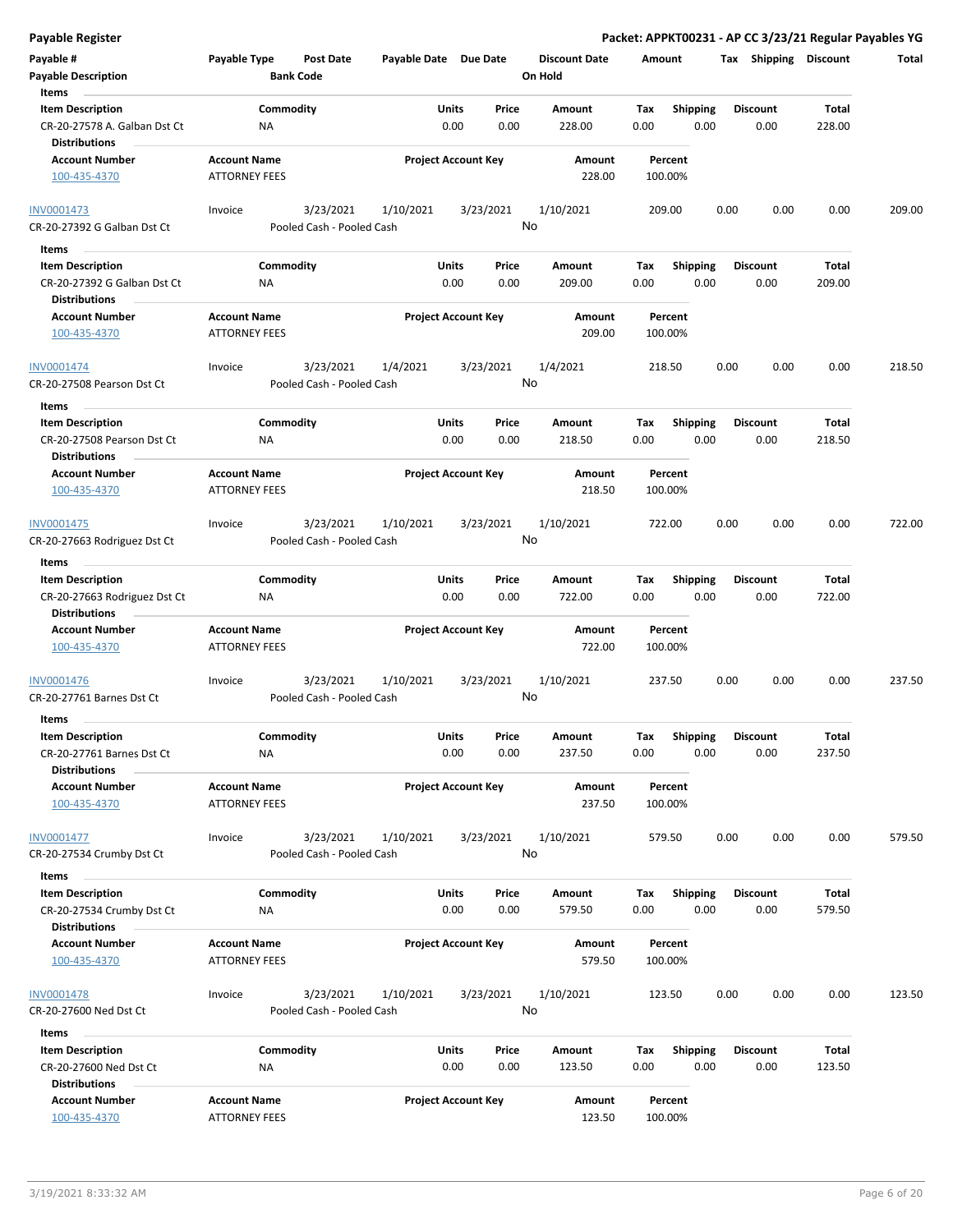# Payable Register

**Packet: APPKT00231 - AP CC 3/23/21 Regular Payables YG**

| Payable # | Payable Type | Post Date | Payable Date | Due Date | Discount Date | Amount | Tax | Shipping | Discount | Total |
|---|---|---|---|---|---|---|---|---|---|---|
| **Payable Description** | | **Bank Code** | | | **On Hold** | | | | | |

**Items**

| Item Description | Commodity | Units | Price | Amount | Tax | Shipping | Discount | Total |
|---|---|---|---|---|---|---|---|---|
| CR-20-27578 A. Galban Dst Ct | NA | 0.00 | 0.00 | 228.00 | 0.00 | 0.00 | 0.00 | 228.00 |

**Distributions**

| Account Number | Account Name | Project Account Key | Amount | Percent |
|---|---|---|---|---|
| 100-435-4370 | ATTORNEY FEES | | 228.00 | 100.00% |

---

| Payable # | Payable Type | Post Date | Payable Date | Due Date | Discount Date | Amount | Tax | Shipping | Discount | Total |
|---|---|---|---|---|---|---|---|---|---|---|
| INV0001473 | Invoice | 3/23/2021 | 1/10/2021 | 3/23/2021 | 1/10/2021 | 209.00 | 0.00 | 0.00 | 0.00 | 209.00 |
| CR-20-27392 G Galban Dst Ct | | Pooled Cash - Pooled Cash | | | No | | | | | |

**Items**

| Item Description | Commodity | Units | Price | Amount | Tax | Shipping | Discount | Total |
|---|---|---|---|---|---|---|---|---|
| CR-20-27392 G Galban Dst Ct | NA | 0.00 | 0.00 | 209.00 | 0.00 | 0.00 | 0.00 | 209.00 |

**Distributions**

| Account Number | Account Name | Project Account Key | Amount | Percent |
|---|---|---|---|---|
| 100-435-4370 | ATTORNEY FEES | | 209.00 | 100.00% |

---

| Payable # | Payable Type | Post Date | Payable Date | Due Date | Discount Date | Amount | Tax | Shipping | Discount | Total |
|---|---|---|---|---|---|---|---|---|---|---|
| INV0001474 | Invoice | 3/23/2021 | 1/4/2021 | 3/23/2021 | 1/4/2021 | 218.50 | 0.00 | 0.00 | 0.00 | 218.50 |
| CR-20-27508 Pearson Dst Ct | | Pooled Cash - Pooled Cash | | | No | | | | | |

**Items**

| Item Description | Commodity | Units | Price | Amount | Tax | Shipping | Discount | Total |
|---|---|---|---|---|---|---|---|---|
| CR-20-27508 Pearson Dst Ct | NA | 0.00 | 0.00 | 218.50 | 0.00 | 0.00 | 0.00 | 218.50 |

**Distributions**

| Account Number | Account Name | Project Account Key | Amount | Percent |
|---|---|---|---|---|
| 100-435-4370 | ATTORNEY FEES | | 218.50 | 100.00% |

---

| Payable # | Payable Type | Post Date | Payable Date | Due Date | Discount Date | Amount | Tax | Shipping | Discount | Total |
|---|---|---|---|---|---|---|---|---|---|---|
| INV0001475 | Invoice | 3/23/2021 | 1/10/2021 | 3/23/2021 | 1/10/2021 | 722.00 | 0.00 | 0.00 | 0.00 | 722.00 |
| CR-20-27663 Rodriguez Dst Ct | | Pooled Cash - Pooled Cash | | | No | | | | | |

**Items**

| Item Description | Commodity | Units | Price | Amount | Tax | Shipping | Discount | Total |
|---|---|---|---|---|---|---|---|---|
| CR-20-27663 Rodriguez Dst Ct | NA | 0.00 | 0.00 | 722.00 | 0.00 | 0.00 | 0.00 | 722.00 |

**Distributions**

| Account Number | Account Name | Project Account Key | Amount | Percent |
|---|---|---|---|---|
| 100-435-4370 | ATTORNEY FEES | | 722.00 | 100.00% |

---

| Payable # | Payable Type | Post Date | Payable Date | Due Date | Discount Date | Amount | Tax | Shipping | Discount | Total |
|---|---|---|---|---|---|---|---|---|---|---|
| INV0001476 | Invoice | 3/23/2021 | 1/10/2021 | 3/23/2021 | 1/10/2021 | 237.50 | 0.00 | 0.00 | 0.00 | 237.50 |
| CR-20-27761 Barnes Dst Ct | | Pooled Cash - Pooled Cash | | | No | | | | | |

**Items**

| Item Description | Commodity | Units | Price | Amount | Tax | Shipping | Discount | Total |
|---|---|---|---|---|---|---|---|---|
| CR-20-27761 Barnes Dst Ct | NA | 0.00 | 0.00 | 237.50 | 0.00 | 0.00 | 0.00 | 237.50 |

**Distributions**

| Account Number | Account Name | Project Account Key | Amount | Percent |
|---|---|---|---|---|
| 100-435-4370 | ATTORNEY FEES | | 237.50 | 100.00% |

---

| Payable # | Payable Type | Post Date | Payable Date | Due Date | Discount Date | Amount | Tax | Shipping | Discount | Total |
|---|---|---|---|---|---|---|---|---|---|---|
| INV0001477 | Invoice | 3/23/2021 | 1/10/2021 | 3/23/2021 | 1/10/2021 | 579.50 | 0.00 | 0.00 | 0.00 | 579.50 |
| CR-20-27534 Crumby Dst Ct | | Pooled Cash - Pooled Cash | | | No | | | | | |

**Items**

| Item Description | Commodity | Units | Price | Amount | Tax | Shipping | Discount | Total |
|---|---|---|---|---|---|---|---|---|
| CR-20-27534 Crumby Dst Ct | NA | 0.00 | 0.00 | 579.50 | 0.00 | 0.00 | 0.00 | 579.50 |

**Distributions**

| Account Number | Account Name | Project Account Key | Amount | Percent |
|---|---|---|---|---|
| 100-435-4370 | ATTORNEY FEES | | 579.50 | 100.00% |

---

| Payable # | Payable Type | Post Date | Payable Date | Due Date | Discount Date | Amount | Tax | Shipping | Discount | Total |
|---|---|---|---|---|---|---|---|---|---|---|
| INV0001478 | Invoice | 3/23/2021 | 1/10/2021 | 3/23/2021 | 1/10/2021 | 123.50 | 0.00 | 0.00 | 0.00 | 123.50 |
| CR-20-27600 Ned Dst Ct | | Pooled Cash - Pooled Cash | | | No | | | | | |

**Items**

| Item Description | Commodity | Units | Price | Amount | Tax | Shipping | Discount | Total |
|---|---|---|---|---|---|---|---|---|
| CR-20-27600 Ned Dst Ct | NA | 0.00 | 0.00 | 123.50 | 0.00 | 0.00 | 0.00 | 123.50 |

**Distributions**

| Account Number | Account Name | Project Account Key | Amount | Percent |
|---|---|---|---|---|
| 100-435-4370 | ATTORNEY FEES | | 123.50 | 100.00% |

3/19/2021 8:33:32 AM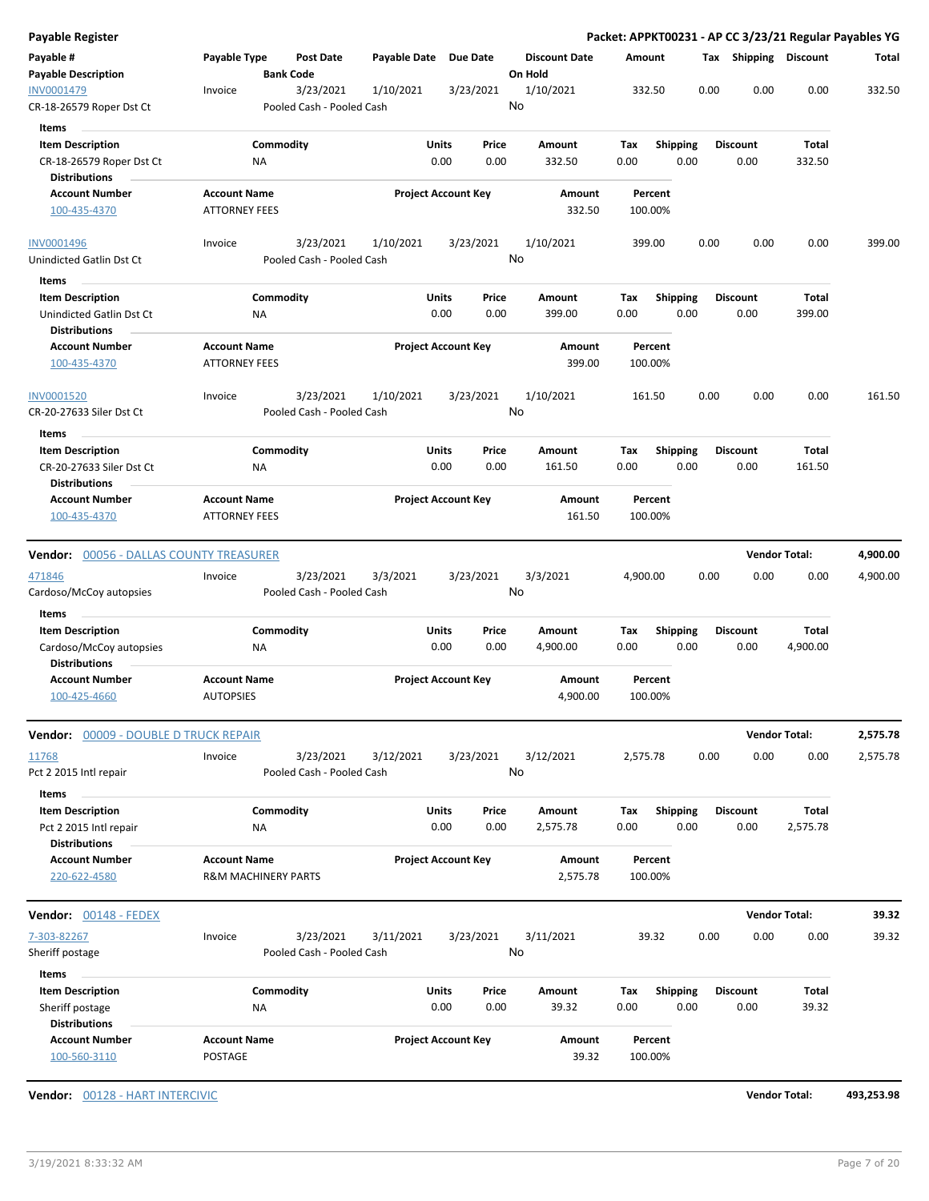**Payable Register** — **Packet: APPKT00231 - AP CC 3/23/21 Regular Payables YG**

| Payable # / Payable Description | Payable Type | Post Date / Bank Code | Payable Date | Due Date | Discount Date / On Hold | Amount | Tax | Shipping | Discount | Total |
|---|---|---|---|---|---|---|---|---|---|---|
| INV0001479 / CR-18-26579 Roper Dst Ct | Invoice | 3/23/2021 / Pooled Cash - Pooled Cash | 1/10/2021 | 3/23/2021 | 1/10/2021 / No | 332.50 | 0.00 | 0.00 | 0.00 | 332.50 |

Items

| Item Description | Commodity | Units | Price | Amount | Tax | Shipping | Discount | Total |
|---|---|---|---|---|---|---|---|---|
| CR-18-26579 Roper Dst Ct | NA | 0.00 | 0.00 | 332.50 | 0.00 | 0.00 | 0.00 | 332.50 |

Distributions

| Account Number | Account Name | Project Account Key | Amount | Percent |
|---|---|---|---|---|
| 100-435-4370 | ATTORNEY FEES | | 332.50 | 100.00% |

| Payable # / Payable Description | Payable Type | Post Date / Bank Code | Payable Date | Due Date | Discount Date / On Hold | Amount | Tax | Shipping | Discount | Total |
|---|---|---|---|---|---|---|---|---|---|---|
| INV0001496 / Unindicted Gatlin Dst Ct | Invoice | 3/23/2021 / Pooled Cash - Pooled Cash | 1/10/2021 | 3/23/2021 | 1/10/2021 / No | 399.00 | 0.00 | 0.00 | 0.00 | 399.00 |

Items

| Item Description | Commodity | Units | Price | Amount | Tax | Shipping | Discount | Total |
|---|---|---|---|---|---|---|---|---|
| Unindicted Gatlin Dst Ct | NA | 0.00 | 0.00 | 399.00 | 0.00 | 0.00 | 0.00 | 399.00 |

Distributions

| Account Number | Account Name | Project Account Key | Amount | Percent |
|---|---|---|---|---|
| 100-435-4370 | ATTORNEY FEES | | 399.00 | 100.00% |

| Payable # / Payable Description | Payable Type | Post Date / Bank Code | Payable Date | Due Date | Discount Date / On Hold | Amount | Tax | Shipping | Discount | Total |
|---|---|---|---|---|---|---|---|---|---|---|
| INV0001520 / CR-20-27633 Siler Dst Ct | Invoice | 3/23/2021 / Pooled Cash - Pooled Cash | 1/10/2021 | 3/23/2021 | 1/10/2021 / No | 161.50 | 0.00 | 0.00 | 0.00 | 161.50 |

Items

| Item Description | Commodity | Units | Price | Amount | Tax | Shipping | Discount | Total |
|---|---|---|---|---|---|---|---|---|
| CR-20-27633 Siler Dst Ct | NA | 0.00 | 0.00 | 161.50 | 0.00 | 0.00 | 0.00 | 161.50 |

Distributions

| Account Number | Account Name | Project Account Key | Amount | Percent |
|---|---|---|---|---|
| 100-435-4370 | ATTORNEY FEES | | 161.50 | 100.00% |

**Vendor:** 00056 - DALLAS COUNTY TREASURER — **Vendor Total: 4,900.00**

| Payable # / Payable Description | Payable Type | Post Date / Bank Code | Payable Date | Due Date | Discount Date / On Hold | Amount | Tax | Shipping | Discount | Total |
|---|---|---|---|---|---|---|---|---|---|---|
| 471846 / Cardoso/McCoy autopsies | Invoice | 3/23/2021 / Pooled Cash - Pooled Cash | 3/3/2021 | 3/23/2021 | 3/3/2021 / No | 4,900.00 | 0.00 | 0.00 | 0.00 | 4,900.00 |

Items

| Item Description | Commodity | Units | Price | Amount | Tax | Shipping | Discount | Total |
|---|---|---|---|---|---|---|---|---|
| Cardoso/McCoy autopsies | NA | 0.00 | 0.00 | 4,900.00 | 0.00 | 0.00 | 0.00 | 4,900.00 |

Distributions

| Account Number | Account Name | Project Account Key | Amount | Percent |
|---|---|---|---|---|
| 100-425-4660 | AUTOPSIES | | 4,900.00 | 100.00% |

**Vendor:** 00009 - DOUBLE D TRUCK REPAIR — **Vendor Total: 2,575.78**

| Payable # / Payable Description | Payable Type | Post Date / Bank Code | Payable Date | Due Date | Discount Date / On Hold | Amount | Tax | Shipping | Discount | Total |
|---|---|---|---|---|---|---|---|---|---|---|
| 11768 / Pct 2 2015 Intl repair | Invoice | 3/23/2021 / Pooled Cash - Pooled Cash | 3/12/2021 | 3/23/2021 | 3/12/2021 / No | 2,575.78 | 0.00 | 0.00 | 0.00 | 2,575.78 |

Items

| Item Description | Commodity | Units | Price | Amount | Tax | Shipping | Discount | Total |
|---|---|---|---|---|---|---|---|---|
| Pct 2 2015 Intl repair | NA | 0.00 | 0.00 | 2,575.78 | 0.00 | 0.00 | 0.00 | 2,575.78 |

Distributions

| Account Number | Account Name | Project Account Key | Amount | Percent |
|---|---|---|---|---|
| 220-622-4580 | R&M MACHINERY PARTS | | 2,575.78 | 100.00% |

**Vendor:** 00148 - FEDEX — **Vendor Total: 39.32**

| Payable # / Payable Description | Payable Type | Post Date / Bank Code | Payable Date | Due Date | Discount Date / On Hold | Amount | Tax | Shipping | Discount | Total |
|---|---|---|---|---|---|---|---|---|---|---|
| 7-303-82267 / Sheriff postage | Invoice | 3/23/2021 / Pooled Cash - Pooled Cash | 3/11/2021 | 3/23/2021 | 3/11/2021 / No | 39.32 | 0.00 | 0.00 | 0.00 | 39.32 |

Items

| Item Description | Commodity | Units | Price | Amount | Tax | Shipping | Discount | Total |
|---|---|---|---|---|---|---|---|---|
| Sheriff postage | NA | 0.00 | 0.00 | 39.32 | 0.00 | 0.00 | 0.00 | 39.32 |

Distributions

| Account Number | Account Name | Project Account Key | Amount | Percent |
|---|---|---|---|---|
| 100-560-3110 | POSTAGE | | 39.32 | 100.00% |

**Vendor:** 00128 - HART INTERCIVIC — **Vendor Total: 493,253.98**

3/19/2021 8:33:32 AM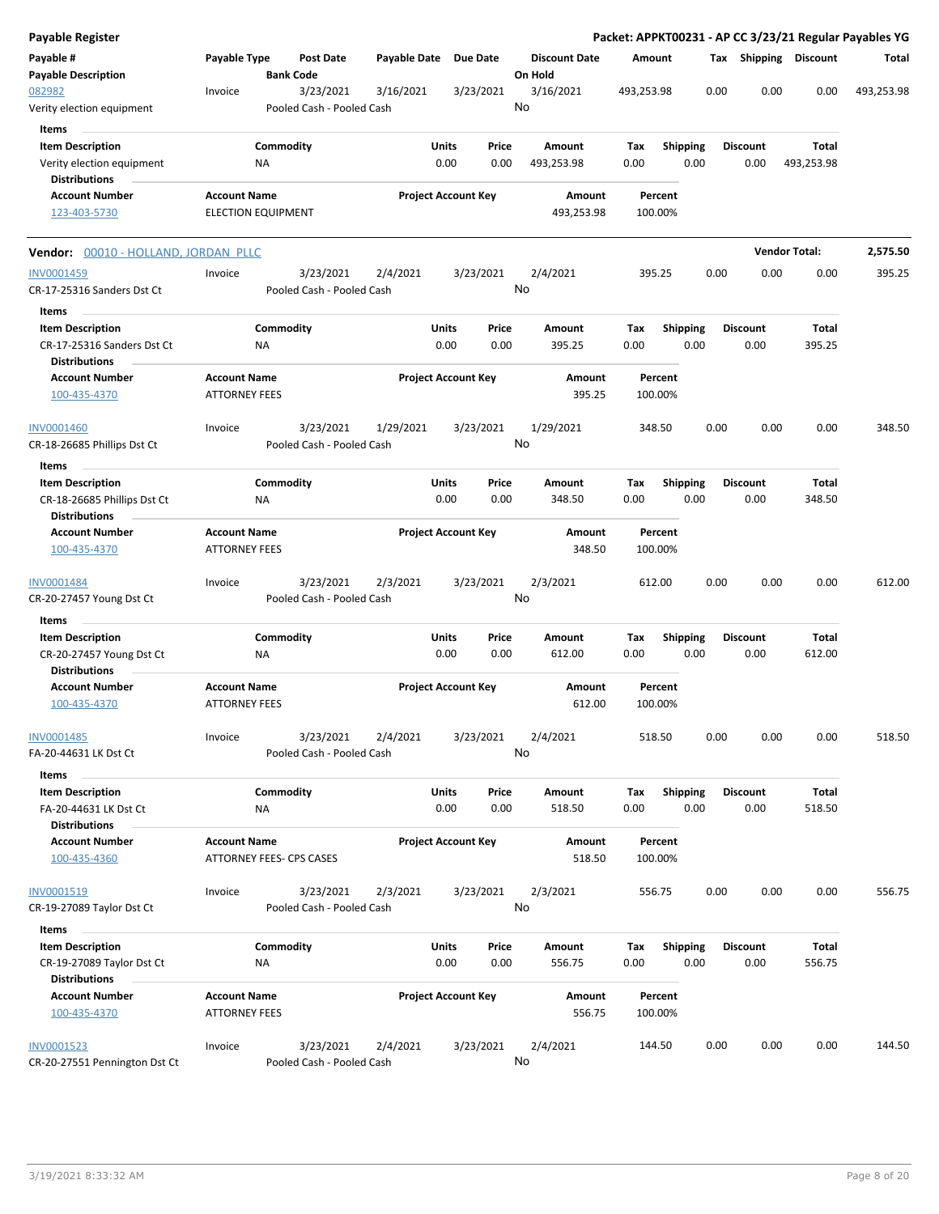**Payable Register** — **Packet: APPKT00231 - AP CC 3/23/21 Regular Payables YG**

| Payable # | Payable Type | Post Date | Payable Date | Due Date | Discount Date | Amount | Tax | Shipping | Discount | Total |
|---|---|---|---|---|---|---|---|---|---|---|
| **Payable Description** | | **Bank Code** | | | **On Hold** | | | | | |
| 082982 | Invoice | 3/23/2021 | 3/16/2021 | 3/23/2021 | 3/16/2021 | 493,253.98 | 0.00 | 0.00 | 0.00 | 493,253.98 |
| Verity election equipment | | Pooled Cash - Pooled Cash | | | No | | | | | |

**Items**

| Item Description | Commodity | Units | Price | Amount | Tax | Shipping | Discount | Total |
|---|---|---|---|---|---|---|---|---|
| Verity election equipment | NA | 0.00 | 0.00 | 493,253.98 | 0.00 | 0.00 | 0.00 | 493,253.98 |

**Distributions**

| Account Number | Account Name | Project Account Key | Amount | Percent |
|---|---|---|---|---|
| 123-403-5730 | ELECTION EQUIPMENT | | 493,253.98 | 100.00% |

**Vendor:** 00010 - HOLLAND, JORDAN PLLC — **Vendor Total:** **2,575.50**

| Payable # | Payable Type | Post Date | Payable Date | Due Date | Discount Date | Amount | Tax | Shipping | Discount | Total |
|---|---|---|---|---|---|---|---|---|---|---|
| INV0001459 | Invoice | 3/23/2021 | 2/4/2021 | 3/23/2021 | 2/4/2021 | 395.25 | 0.00 | 0.00 | 0.00 | 395.25 |
| CR-17-25316 Sanders Dst Ct | | Pooled Cash - Pooled Cash | | | No | | | | | |

**Items**

| Item Description | Commodity | Units | Price | Amount | Tax | Shipping | Discount | Total |
|---|---|---|---|---|---|---|---|---|
| CR-17-25316 Sanders Dst Ct | NA | 0.00 | 0.00 | 395.25 | 0.00 | 0.00 | 0.00 | 395.25 |

**Distributions**

| Account Number | Account Name | Project Account Key | Amount | Percent |
|---|---|---|---|---|
| 100-435-4370 | ATTORNEY FEES | | 395.25 | 100.00% |

| Payable # | Payable Type | Post Date | Payable Date | Due Date | Discount Date | Amount | Tax | Shipping | Discount | Total |
|---|---|---|---|---|---|---|---|---|---|---|
| INV0001460 | Invoice | 3/23/2021 | 1/29/2021 | 3/23/2021 | 1/29/2021 | 348.50 | 0.00 | 0.00 | 0.00 | 348.50 |
| CR-18-26685 Phillips Dst Ct | | Pooled Cash - Pooled Cash | | | No | | | | | |

**Items**

| Item Description | Commodity | Units | Price | Amount | Tax | Shipping | Discount | Total |
|---|---|---|---|---|---|---|---|---|
| CR-18-26685 Phillips Dst Ct | NA | 0.00 | 0.00 | 348.50 | 0.00 | 0.00 | 0.00 | 348.50 |

**Distributions**

| Account Number | Account Name | Project Account Key | Amount | Percent |
|---|---|---|---|---|
| 100-435-4370 | ATTORNEY FEES | | 348.50 | 100.00% |

| Payable # | Payable Type | Post Date | Payable Date | Due Date | Discount Date | Amount | Tax | Shipping | Discount | Total |
|---|---|---|---|---|---|---|---|---|---|---|
| INV0001484 | Invoice | 3/23/2021 | 2/3/2021 | 3/23/2021 | 2/3/2021 | 612.00 | 0.00 | 0.00 | 0.00 | 612.00 |
| CR-20-27457 Young Dst Ct | | Pooled Cash - Pooled Cash | | | No | | | | | |

**Items**

| Item Description | Commodity | Units | Price | Amount | Tax | Shipping | Discount | Total |
|---|---|---|---|---|---|---|---|---|
| CR-20-27457 Young Dst Ct | NA | 0.00 | 0.00 | 612.00 | 0.00 | 0.00 | 0.00 | 612.00 |

**Distributions**

| Account Number | Account Name | Project Account Key | Amount | Percent |
|---|---|---|---|---|
| 100-435-4370 | ATTORNEY FEES | | 612.00 | 100.00% |

| Payable # | Payable Type | Post Date | Payable Date | Due Date | Discount Date | Amount | Tax | Shipping | Discount | Total |
|---|---|---|---|---|---|---|---|---|---|---|
| INV0001485 | Invoice | 3/23/2021 | 2/4/2021 | 3/23/2021 | 2/4/2021 | 518.50 | 0.00 | 0.00 | 0.00 | 518.50 |
| FA-20-44631 LK Dst Ct | | Pooled Cash - Pooled Cash | | | No | | | | | |

**Items**

| Item Description | Commodity | Units | Price | Amount | Tax | Shipping | Discount | Total |
|---|---|---|---|---|---|---|---|---|
| FA-20-44631 LK Dst Ct | NA | 0.00 | 0.00 | 518.50 | 0.00 | 0.00 | 0.00 | 518.50 |

**Distributions**

| Account Number | Account Name | Project Account Key | Amount | Percent |
|---|---|---|---|---|
| 100-435-4360 | ATTORNEY FEES- CPS CASES | | 518.50 | 100.00% |

| Payable # | Payable Type | Post Date | Payable Date | Due Date | Discount Date | Amount | Tax | Shipping | Discount | Total |
|---|---|---|---|---|---|---|---|---|---|---|
| INV0001519 | Invoice | 3/23/2021 | 2/3/2021 | 3/23/2021 | 2/3/2021 | 556.75 | 0.00 | 0.00 | 0.00 | 556.75 |
| CR-19-27089 Taylor Dst Ct | | Pooled Cash - Pooled Cash | | | No | | | | | |

**Items**

| Item Description | Commodity | Units | Price | Amount | Tax | Shipping | Discount | Total |
|---|---|---|---|---|---|---|---|---|
| CR-19-27089 Taylor Dst Ct | NA | 0.00 | 0.00 | 556.75 | 0.00 | 0.00 | 0.00 | 556.75 |

**Distributions**

| Account Number | Account Name | Project Account Key | Amount | Percent |
|---|---|---|---|---|
| 100-435-4370 | ATTORNEY FEES | | 556.75 | 100.00% |

| Payable # | Payable Type | Post Date | Payable Date | Due Date | Discount Date | Amount | Tax | Shipping | Discount | Total |
|---|---|---|---|---|---|---|---|---|---|---|
| INV0001523 | Invoice | 3/23/2021 | 2/4/2021 | 3/23/2021 | 2/4/2021 | 144.50 | 0.00 | 0.00 | 0.00 | 144.50 |
| CR-20-27551 Pennington Dst Ct | | Pooled Cash - Pooled Cash | | | No | | | | | |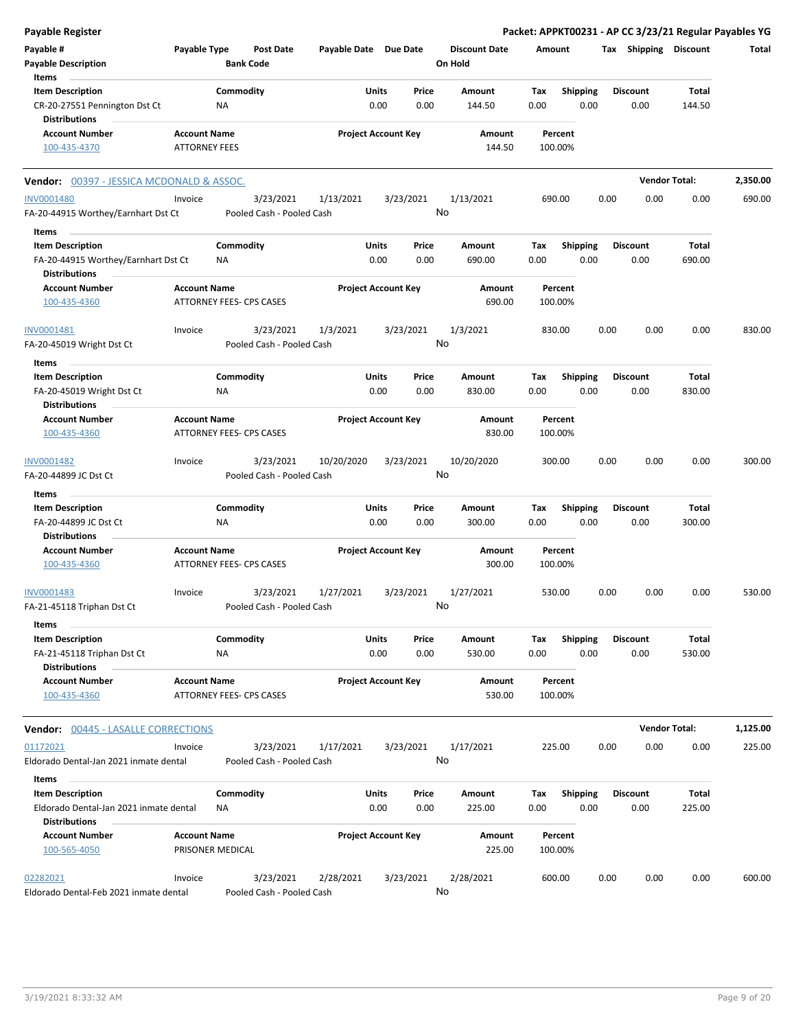**Payable Register** — **Packet: APPKT00231 - AP CC 3/23/21 Regular Payables YG**

| Payable # | Payable Type | Post Date | Payable Date | Due Date | Discount Date | Amount | Tax | Shipping | Discount | Total |
|---|---|---|---|---|---|---|---|---|---|---|
| Payable Description | | Bank Code | | | On Hold | | | | | |

**Items**

| Item Description | Commodity | Units | Price | Amount | Tax | Shipping | Discount | Total |
|---|---|---|---|---|---|---|---|---|
| CR-20-27551 Pennington Dst Ct | NA | 0.00 | 0.00 | 144.50 | 0.00 | 0.00 | 0.00 | 144.50 |

**Distributions**

| Account Number | Account Name | Project Account Key | Amount | Percent |
|---|---|---|---|---|
| 100-435-4370 | ATTORNEY FEES | | 144.50 | 100.00% |

---

**Vendor: 00397 - JESSICA MCDONALD & ASSOC.** — **Vendor Total: 2,350.00**

| Payable # | Payable Type | Post Date | Payable Date | Due Date | Discount Date | Amount | Tax | Shipping | Discount | Total |
|---|---|---|---|---|---|---|---|---|---|---|
| INV0001480 | Invoice | 3/23/2021 | 1/13/2021 | 3/23/2021 | 1/13/2021 | 690.00 | 0.00 | 0.00 | 0.00 | 690.00 |
| FA-20-44915 Worthey/Earnhart Dst Ct | | Pooled Cash - Pooled Cash | | | No | | | | | |

**Items**

| Item Description | Commodity | Units | Price | Amount | Tax | Shipping | Discount | Total |
|---|---|---|---|---|---|---|---|---|
| FA-20-44915 Worthey/Earnhart Dst Ct | NA | 0.00 | 0.00 | 690.00 | 0.00 | 0.00 | 0.00 | 690.00 |

**Distributions**

| Account Number | Account Name | Project Account Key | Amount | Percent |
|---|---|---|---|---|
| 100-435-4360 | ATTORNEY FEES- CPS CASES | | 690.00 | 100.00% |

| Payable # | Payable Type | Post Date | Payable Date | Due Date | Discount Date | Amount | Tax | Shipping | Discount | Total |
|---|---|---|---|---|---|---|---|---|---|---|
| INV0001481 | Invoice | 3/23/2021 | 1/3/2021 | 3/23/2021 | 1/3/2021 | 830.00 | 0.00 | 0.00 | 0.00 | 830.00 |
| FA-20-45019 Wright Dst Ct | | Pooled Cash - Pooled Cash | | | No | | | | | |

**Items**

| Item Description | Commodity | Units | Price | Amount | Tax | Shipping | Discount | Total |
|---|---|---|---|---|---|---|---|---|
| FA-20-45019 Wright Dst Ct | NA | 0.00 | 0.00 | 830.00 | 0.00 | 0.00 | 0.00 | 830.00 |

**Distributions**

| Account Number | Account Name | Project Account Key | Amount | Percent |
|---|---|---|---|---|
| 100-435-4360 | ATTORNEY FEES- CPS CASES | | 830.00 | 100.00% |

| Payable # | Payable Type | Post Date | Payable Date | Due Date | Discount Date | Amount | Tax | Shipping | Discount | Total |
|---|---|---|---|---|---|---|---|---|---|---|
| INV0001482 | Invoice | 3/23/2021 | 10/20/2020 | 3/23/2021 | 10/20/2020 | 300.00 | 0.00 | 0.00 | 0.00 | 300.00 |
| FA-20-44899 JC Dst Ct | | Pooled Cash - Pooled Cash | | | No | | | | | |

**Items**

| Item Description | Commodity | Units | Price | Amount | Tax | Shipping | Discount | Total |
|---|---|---|---|---|---|---|---|---|
| FA-20-44899 JC Dst Ct | NA | 0.00 | 0.00 | 300.00 | 0.00 | 0.00 | 0.00 | 300.00 |

**Distributions**

| Account Number | Account Name | Project Account Key | Amount | Percent |
|---|---|---|---|---|
| 100-435-4360 | ATTORNEY FEES- CPS CASES | | 300.00 | 100.00% |

| Payable # | Payable Type | Post Date | Payable Date | Due Date | Discount Date | Amount | Tax | Shipping | Discount | Total |
|---|---|---|---|---|---|---|---|---|---|---|
| INV0001483 | Invoice | 3/23/2021 | 1/27/2021 | 3/23/2021 | 1/27/2021 | 530.00 | 0.00 | 0.00 | 0.00 | 530.00 |
| FA-21-45118 Triphan Dst Ct | | Pooled Cash - Pooled Cash | | | No | | | | | |

**Items**

| Item Description | Commodity | Units | Price | Amount | Tax | Shipping | Discount | Total |
|---|---|---|---|---|---|---|---|---|
| FA-21-45118 Triphan Dst Ct | NA | 0.00 | 0.00 | 530.00 | 0.00 | 0.00 | 0.00 | 530.00 |

**Distributions**

| Account Number | Account Name | Project Account Key | Amount | Percent |
|---|---|---|---|---|
| 100-435-4360 | ATTORNEY FEES- CPS CASES | | 530.00 | 100.00% |

---

**Vendor: 00445 - LASALLE CORRECTIONS** — **Vendor Total: 1,125.00**

| Payable # | Payable Type | Post Date | Payable Date | Due Date | Discount Date | Amount | Tax | Shipping | Discount | Total |
|---|---|---|---|---|---|---|---|---|---|---|
| 01172021 | Invoice | 3/23/2021 | 1/17/2021 | 3/23/2021 | 1/17/2021 | 225.00 | 0.00 | 0.00 | 0.00 | 225.00 |
| Eldorado Dental-Jan 2021 inmate dental | | Pooled Cash - Pooled Cash | | | No | | | | | |

**Items**

| Item Description | Commodity | Units | Price | Amount | Tax | Shipping | Discount | Total |
|---|---|---|---|---|---|---|---|---|
| Eldorado Dental-Jan 2021 inmate dental | NA | 0.00 | 0.00 | 225.00 | 0.00 | 0.00 | 0.00 | 225.00 |

**Distributions**

| Account Number | Account Name | Project Account Key | Amount | Percent |
|---|---|---|---|---|
| 100-565-4050 | PRISONER MEDICAL | | 225.00 | 100.00% |

| Payable # | Payable Type | Post Date | Payable Date | Due Date | Discount Date | Amount | Tax | Shipping | Discount | Total |
|---|---|---|---|---|---|---|---|---|---|---|
| 02282021 | Invoice | 3/23/2021 | 2/28/2021 | 3/23/2021 | 2/28/2021 | 600.00 | 0.00 | 0.00 | 0.00 | 600.00 |
| Eldorado Dental-Feb 2021 inmate dental | | Pooled Cash - Pooled Cash | | | No | | | | | |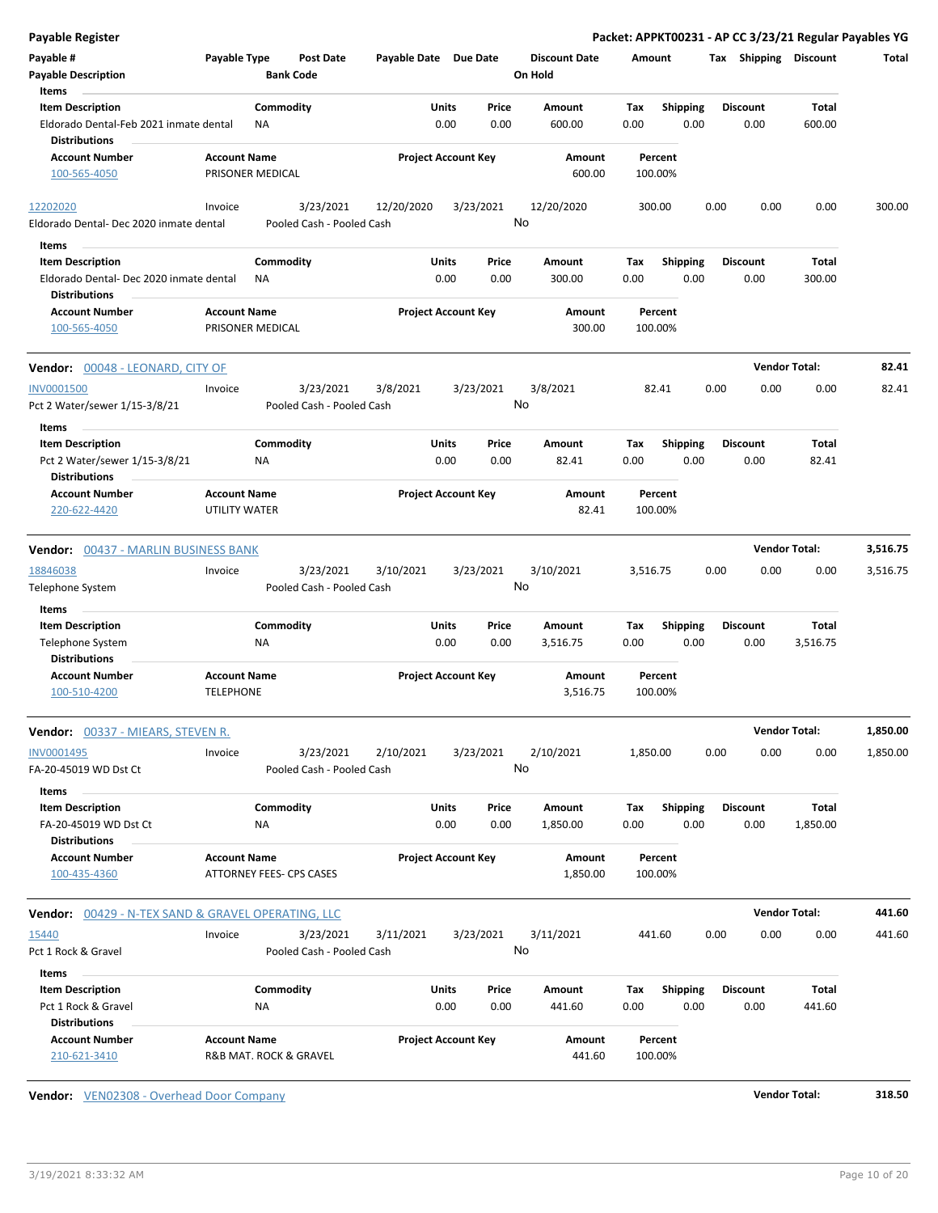**Payable Register** — Packet: APPKT00231 - AP CC 3/23/21 Regular Payables YG

| Payable # / Payable Description | Payable Type | Post Date / Bank Code | Payable Date | Due Date | Discount Date / On Hold | Amount | Tax | Shipping | Discount | Total |
|---|---|---|---|---|---|---|---|---|---|---|

**Items**

| Item Description | Commodity | Units | Price | Amount | Tax | Shipping | Discount | Total |
|---|---|---|---|---|---|---|---|---|
| Eldorado Dental-Feb 2021 inmate dental | NA | 0.00 | 0.00 | 600.00 | 0.00 | 0.00 | 0.00 | 600.00 |

**Distributions**

| Account Number | Account Name | Project Account Key | Amount | Percent |
|---|---|---|---|---|
| 100-565-4050 | PRISONER MEDICAL | | 600.00 | 100.00% |

| Payable # | Payable Type | Post Date | Payable Date | Due Date | Discount Date | Amount | Tax | Shipping | Discount | Total |
|---|---|---|---|---|---|---|---|---|---|---|
| 12202020 | Invoice | 3/23/2021 | 12/20/2020 | 3/23/2021 | 12/20/2020 | 300.00 | 0.00 | 0.00 | 0.00 | 300.00 |
| Eldorado Dental- Dec 2020 inmate dental | | Pooled Cash - Pooled Cash | | | No | | | | | |

**Items**

| Item Description | Commodity | Units | Price | Amount | Tax | Shipping | Discount | Total |
|---|---|---|---|---|---|---|---|---|
| Eldorado Dental- Dec 2020 inmate dental | NA | 0.00 | 0.00 | 300.00 | 0.00 | 0.00 | 0.00 | 300.00 |

**Distributions**

| Account Number | Account Name | Project Account Key | Amount | Percent |
|---|---|---|---|---|
| 100-565-4050 | PRISONER MEDICAL | | 300.00 | 100.00% |

**Vendor:** 00048 - LEONARD, CITY OF — **Vendor Total: 82.41**

| Payable # | Payable Type | Post Date | Payable Date | Due Date | Discount Date | Amount | Tax | Shipping | Discount | Total |
|---|---|---|---|---|---|---|---|---|---|---|
| INV0001500 | Invoice | 3/23/2021 | 3/8/2021 | 3/23/2021 | 3/8/2021 | 82.41 | 0.00 | 0.00 | 0.00 | 82.41 |
| Pct 2 Water/sewer 1/15-3/8/21 | | Pooled Cash - Pooled Cash | | | No | | | | | |

**Items**

| Item Description | Commodity | Units | Price | Amount | Tax | Shipping | Discount | Total |
|---|---|---|---|---|---|---|---|---|
| Pct 2 Water/sewer 1/15-3/8/21 | NA | 0.00 | 0.00 | 82.41 | 0.00 | 0.00 | 0.00 | 82.41 |

**Distributions**

| Account Number | Account Name | Project Account Key | Amount | Percent |
|---|---|---|---|---|
| 220-622-4420 | UTILITY WATER | | 82.41 | 100.00% |

**Vendor:** 00437 - MARLIN BUSINESS BANK — **Vendor Total: 3,516.75**

| Payable # | Payable Type | Post Date | Payable Date | Due Date | Discount Date | Amount | Tax | Shipping | Discount | Total |
|---|---|---|---|---|---|---|---|---|---|---|
| 18846038 | Invoice | 3/23/2021 | 3/10/2021 | 3/23/2021 | 3/10/2021 | 3,516.75 | 0.00 | 0.00 | 0.00 | 3,516.75 |
| Telephone System | | Pooled Cash - Pooled Cash | | | No | | | | | |

**Items**

| Item Description | Commodity | Units | Price | Amount | Tax | Shipping | Discount | Total |
|---|---|---|---|---|---|---|---|---|
| Telephone System | NA | 0.00 | 0.00 | 3,516.75 | 0.00 | 0.00 | 0.00 | 3,516.75 |

**Distributions**

| Account Number | Account Name | Project Account Key | Amount | Percent |
|---|---|---|---|---|
| 100-510-4200 | TELEPHONE | | 3,516.75 | 100.00% |

**Vendor:** 00337 - MIEARS, STEVEN R. — **Vendor Total: 1,850.00**

| Payable # | Payable Type | Post Date | Payable Date | Due Date | Discount Date | Amount | Tax | Shipping | Discount | Total |
|---|---|---|---|---|---|---|---|---|---|---|
| INV0001495 | Invoice | 3/23/2021 | 2/10/2021 | 3/23/2021 | 2/10/2021 | 1,850.00 | 0.00 | 0.00 | 0.00 | 1,850.00 |
| FA-20-45019 WD Dst Ct | | Pooled Cash - Pooled Cash | | | No | | | | | |

**Items**

| Item Description | Commodity | Units | Price | Amount | Tax | Shipping | Discount | Total |
|---|---|---|---|---|---|---|---|---|
| FA-20-45019 WD Dst Ct | NA | 0.00 | 0.00 | 1,850.00 | 0.00 | 0.00 | 0.00 | 1,850.00 |

**Distributions**

| Account Number | Account Name | Project Account Key | Amount | Percent |
|---|---|---|---|---|
| 100-435-4360 | ATTORNEY FEES- CPS CASES | | 1,850.00 | 100.00% |

**Vendor:** 00429 - N-TEX SAND & GRAVEL OPERATING, LLC — **Vendor Total: 441.60**

| Payable # | Payable Type | Post Date | Payable Date | Due Date | Discount Date | Amount | Tax | Shipping | Discount | Total |
|---|---|---|---|---|---|---|---|---|---|---|
| 15440 | Invoice | 3/23/2021 | 3/11/2021 | 3/23/2021 | 3/11/2021 | 441.60 | 0.00 | 0.00 | 0.00 | 441.60 |
| Pct 1 Rock & Gravel | | Pooled Cash - Pooled Cash | | | No | | | | | |

**Items**

| Item Description | Commodity | Units | Price | Amount | Tax | Shipping | Discount | Total |
|---|---|---|---|---|---|---|---|---|
| Pct 1 Rock & Gravel | NA | 0.00 | 0.00 | 441.60 | 0.00 | 0.00 | 0.00 | 441.60 |

**Distributions**

| Account Number | Account Name | Project Account Key | Amount | Percent |
|---|---|---|---|---|
| 210-621-3410 | R&B MAT. ROCK & GRAVEL | | 441.60 | 100.00% |

**Vendor:** VEN02308 - Overhead Door Company — **Vendor Total: 318.50**

3/19/2021 8:33:32 AM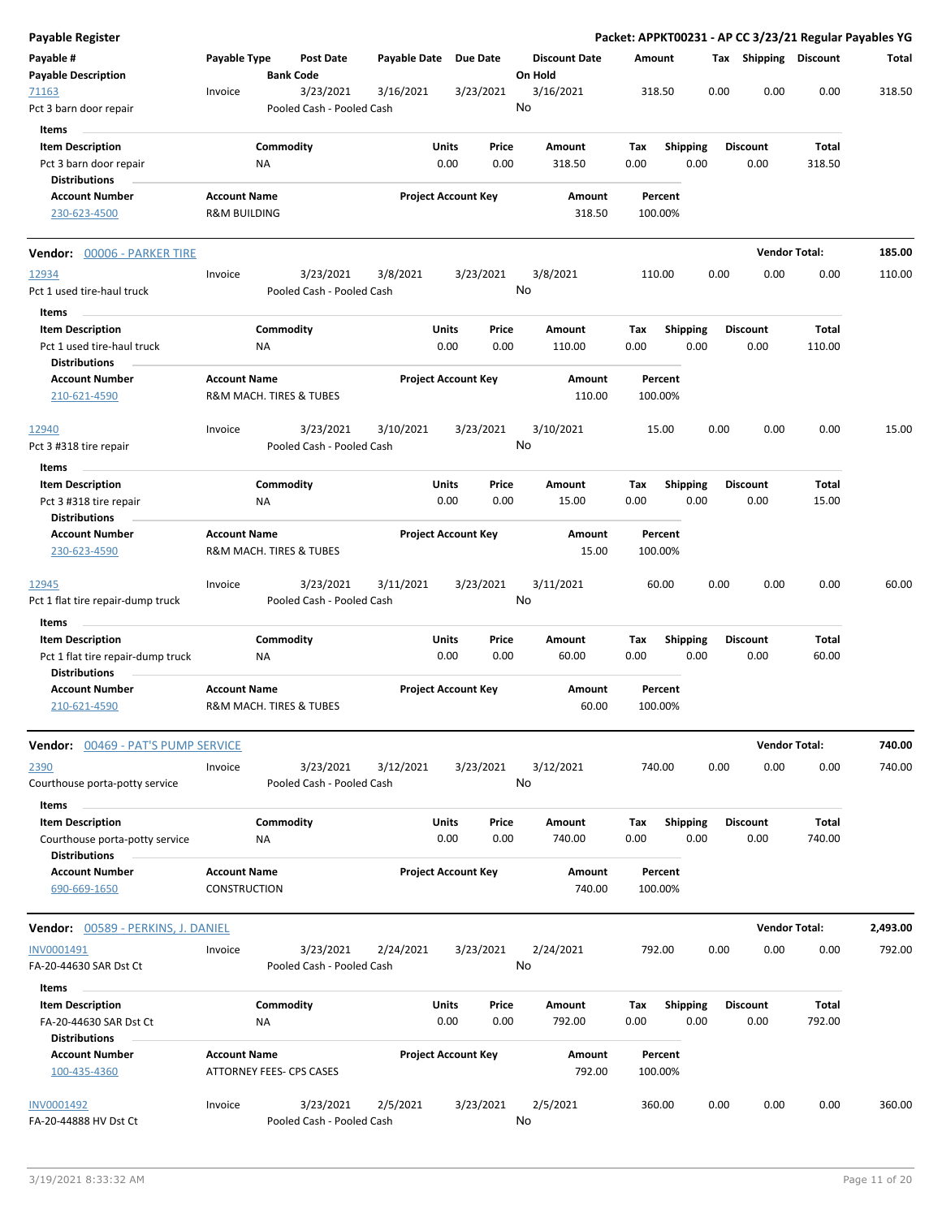# Payable Register

**Packet: APPKT00231 - AP CC 3/23/21 Regular Payables YG**

| Payable # | Payable Type | Post Date | Payable Date | Due Date | Discount Date | Amount | Tax | Shipping | Discount | Total |
|---|---|---|---|---|---|---|---|---|---|---|
| **Payable Description** | | **Bank Code** | | | **On Hold** | | | | | |
| 71163 | Invoice | 3/23/2021 | 3/16/2021 | 3/23/2021 | 3/16/2021 | 318.50 | 0.00 | 0.00 | 0.00 | 318.50 |
| Pct 3 barn door repair | | Pooled Cash - Pooled Cash | | | No | | | | | |

**Items**

| Item Description | Commodity | Units | Price | Amount | Tax | Shipping | Discount | Total |
|---|---|---|---|---|---|---|---|---|
| Pct 3 barn door repair | NA | 0.00 | 0.00 | 318.50 | 0.00 | 0.00 | 0.00 | 318.50 |

**Distributions**

| Account Number | Account Name | Project Account Key | Amount | Percent |
|---|---|---|---|---|
| 230-623-4500 | R&M BUILDING | | 318.50 | 100.00% |

**Vendor: 00006 - PARKER TIRE** — **Vendor Total: 185.00**

| Payable # | Payable Type | Post Date | Payable Date | Due Date | Discount Date | Amount | Tax | Shipping | Discount | Total |
|---|---|---|---|---|---|---|---|---|---|---|
| 12934 | Invoice | 3/23/2021 | 3/8/2021 | 3/23/2021 | 3/8/2021 | 110.00 | 0.00 | 0.00 | 0.00 | 110.00 |
| Pct 1 used tire-haul truck | | Pooled Cash - Pooled Cash | | | No | | | | | |

**Items**

| Item Description | Commodity | Units | Price | Amount | Tax | Shipping | Discount | Total |
|---|---|---|---|---|---|---|---|---|
| Pct 1 used tire-haul truck | NA | 0.00 | 0.00 | 110.00 | 0.00 | 0.00 | 0.00 | 110.00 |

**Distributions**

| Account Number | Account Name | Project Account Key | Amount | Percent |
|---|---|---|---|---|
| 210-621-4590 | R&M MACH. TIRES & TUBES | | 110.00 | 100.00% |

| Payable # | Payable Type | Post Date | Payable Date | Due Date | Discount Date | Amount | Tax | Shipping | Discount | Total |
|---|---|---|---|---|---|---|---|---|---|---|
| 12940 | Invoice | 3/23/2021 | 3/10/2021 | 3/23/2021 | 3/10/2021 | 15.00 | 0.00 | 0.00 | 0.00 | 15.00 |
| Pct 3 #318 tire repair | | Pooled Cash - Pooled Cash | | | No | | | | | |

**Items**

| Item Description | Commodity | Units | Price | Amount | Tax | Shipping | Discount | Total |
|---|---|---|---|---|---|---|---|---|
| Pct 3 #318 tire repair | NA | 0.00 | 0.00 | 15.00 | 0.00 | 0.00 | 0.00 | 15.00 |

**Distributions**

| Account Number | Account Name | Project Account Key | Amount | Percent |
|---|---|---|---|---|
| 230-623-4590 | R&M MACH. TIRES & TUBES | | 15.00 | 100.00% |

| Payable # | Payable Type | Post Date | Payable Date | Due Date | Discount Date | Amount | Tax | Shipping | Discount | Total |
|---|---|---|---|---|---|---|---|---|---|---|
| 12945 | Invoice | 3/23/2021 | 3/11/2021 | 3/23/2021 | 3/11/2021 | 60.00 | 0.00 | 0.00 | 0.00 | 60.00 |
| Pct 1 flat tire repair-dump truck | | Pooled Cash - Pooled Cash | | | No | | | | | |

**Items**

| Item Description | Commodity | Units | Price | Amount | Tax | Shipping | Discount | Total |
|---|---|---|---|---|---|---|---|---|
| Pct 1 flat tire repair-dump truck | NA | 0.00 | 0.00 | 60.00 | 0.00 | 0.00 | 0.00 | 60.00 |

**Distributions**

| Account Number | Account Name | Project Account Key | Amount | Percent |
|---|---|---|---|---|
| 210-621-4590 | R&M MACH. TIRES & TUBES | | 60.00 | 100.00% |

**Vendor: 00469 - PAT'S PUMP SERVICE** — **Vendor Total: 740.00**

| Payable # | Payable Type | Post Date | Payable Date | Due Date | Discount Date | Amount | Tax | Shipping | Discount | Total |
|---|---|---|---|---|---|---|---|---|---|---|
| 2390 | Invoice | 3/23/2021 | 3/12/2021 | 3/23/2021 | 3/12/2021 | 740.00 | 0.00 | 0.00 | 0.00 | 740.00 |
| Courthouse porta-potty service | | Pooled Cash - Pooled Cash | | | No | | | | | |

**Items**

| Item Description | Commodity | Units | Price | Amount | Tax | Shipping | Discount | Total |
|---|---|---|---|---|---|---|---|---|
| Courthouse porta-potty service | NA | 0.00 | 0.00 | 740.00 | 0.00 | 0.00 | 0.00 | 740.00 |

**Distributions**

| Account Number | Account Name | Project Account Key | Amount | Percent |
|---|---|---|---|---|
| 690-669-1650 | CONSTRUCTION | | 740.00 | 100.00% |

**Vendor: 00589 - PERKINS, J. DANIEL** — **Vendor Total: 2,493.00**

| Payable # | Payable Type | Post Date | Payable Date | Due Date | Discount Date | Amount | Tax | Shipping | Discount | Total |
|---|---|---|---|---|---|---|---|---|---|---|
| INV0001491 | Invoice | 3/23/2021 | 2/24/2021 | 3/23/2021 | 2/24/2021 | 792.00 | 0.00 | 0.00 | 0.00 | 792.00 |
| FA-20-44630 SAR Dst Ct | | Pooled Cash - Pooled Cash | | | No | | | | | |

**Items**

| Item Description | Commodity | Units | Price | Amount | Tax | Shipping | Discount | Total |
|---|---|---|---|---|---|---|---|---|
| FA-20-44630 SAR Dst Ct | NA | 0.00 | 0.00 | 792.00 | 0.00 | 0.00 | 0.00 | 792.00 |

**Distributions**

| Account Number | Account Name | Project Account Key | Amount | Percent |
|---|---|---|---|---|
| 100-435-4360 | ATTORNEY FEES- CPS CASES | | 792.00 | 100.00% |

| Payable # | Payable Type | Post Date | Payable Date | Due Date | Discount Date | Amount | Tax | Shipping | Discount | Total |
|---|---|---|---|---|---|---|---|---|---|---|
| INV0001492 | Invoice | 3/23/2021 | 2/5/2021 | 3/23/2021 | 2/5/2021 | 360.00 | 0.00 | 0.00 | 0.00 | 360.00 |
| FA-20-44888 HV Dst Ct | | Pooled Cash - Pooled Cash | | | No | | | | | |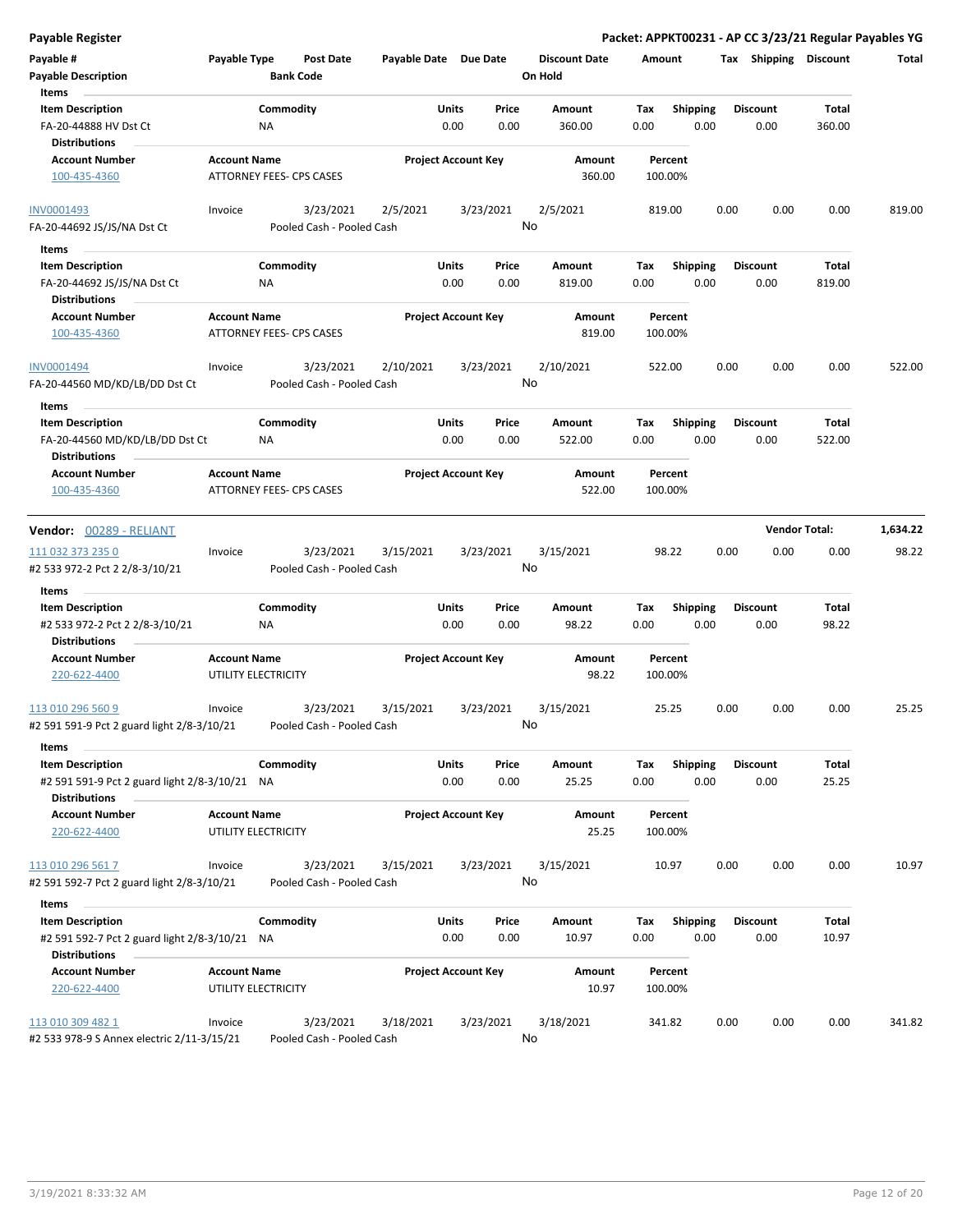**Payable Register** — **Packet: APPKT00231 - AP CC 3/23/21 Regular Payables YG**

| Payable # | Payable Type | Post Date | Payable Date | Due Date | Discount Date | Amount | Tax | Shipping | Discount | Total |
|---|---|---|---|---|---|---|---|---|---|---|
| Payable Description | | Bank Code | | | On Hold | | | | | |

**Items**

| Item Description | Commodity | Units | Price | Amount | Tax | Shipping | Discount | Total |
|---|---|---|---|---|---|---|---|---|
| FA-20-44888 HV Dst Ct | NA | 0.00 | 0.00 | 360.00 | 0.00 | 0.00 | 0.00 | 360.00 |

**Distributions**

| Account Number | Account Name | Project Account Key | Amount | Percent |
|---|---|---|---|---|
| 100-435-4360 | ATTORNEY FEES- CPS CASES | | 360.00 | 100.00% |

| Payable # | Payable Type | Post Date | Payable Date | Due Date | Discount Date | Amount | Tax | Shipping | Discount | Total |
|---|---|---|---|---|---|---|---|---|---|---|
| INV0001493 | Invoice | 3/23/2021 | 2/5/2021 | 3/23/2021 | 2/5/2021 | 819.00 | 0.00 | 0.00 | 0.00 | 819.00 |
| FA-20-44692 JS/JS/NA Dst Ct | | Pooled Cash - Pooled Cash | | | No | | | | | |

**Items**

| Item Description | Commodity | Units | Price | Amount | Tax | Shipping | Discount | Total |
|---|---|---|---|---|---|---|---|---|
| FA-20-44692 JS/JS/NA Dst Ct | NA | 0.00 | 0.00 | 819.00 | 0.00 | 0.00 | 0.00 | 819.00 |

**Distributions**

| Account Number | Account Name | Project Account Key | Amount | Percent |
|---|---|---|---|---|
| 100-435-4360 | ATTORNEY FEES- CPS CASES | | 819.00 | 100.00% |

| Payable # | Payable Type | Post Date | Payable Date | Due Date | Discount Date | Amount | Tax | Shipping | Discount | Total |
|---|---|---|---|---|---|---|---|---|---|---|
| INV0001494 | Invoice | 3/23/2021 | 2/10/2021 | 3/23/2021 | 2/10/2021 | 522.00 | 0.00 | 0.00 | 0.00 | 522.00 |
| FA-20-44560 MD/KD/LB/DD Dst Ct | | Pooled Cash - Pooled Cash | | | No | | | | | |

**Items**

| Item Description | Commodity | Units | Price | Amount | Tax | Shipping | Discount | Total |
|---|---|---|---|---|---|---|---|---|
| FA-20-44560 MD/KD/LB/DD Dst Ct | NA | 0.00 | 0.00 | 522.00 | 0.00 | 0.00 | 0.00 | 522.00 |

**Distributions**

| Account Number | Account Name | Project Account Key | Amount | Percent |
|---|---|---|---|---|
| 100-435-4360 | ATTORNEY FEES- CPS CASES | | 522.00 | 100.00% |

**Vendor: 00289 - RELIANT** — **Vendor Total: 1,634.22**

| Payable # | Payable Type | Post Date | Payable Date | Due Date | Discount Date | Amount | Tax | Shipping | Discount | Total |
|---|---|---|---|---|---|---|---|---|---|---|
| 111 032 373 235 0 | Invoice | 3/23/2021 | 3/15/2021 | 3/23/2021 | 3/15/2021 | 98.22 | 0.00 | 0.00 | 0.00 | 98.22 |
| #2 533 972-2 Pct 2 2/8-3/10/21 | | Pooled Cash - Pooled Cash | | | No | | | | | |

**Items**

| Item Description | Commodity | Units | Price | Amount | Tax | Shipping | Discount | Total |
|---|---|---|---|---|---|---|---|---|
| #2 533 972-2 Pct 2 2/8-3/10/21 | NA | 0.00 | 0.00 | 98.22 | 0.00 | 0.00 | 0.00 | 98.22 |

**Distributions**

| Account Number | Account Name | Project Account Key | Amount | Percent |
|---|---|---|---|---|
| 220-622-4400 | UTILITY ELECTRICITY | | 98.22 | 100.00% |

| Payable # | Payable Type | Post Date | Payable Date | Due Date | Discount Date | Amount | Tax | Shipping | Discount | Total |
|---|---|---|---|---|---|---|---|---|---|---|
| 113 010 296 560 9 | Invoice | 3/23/2021 | 3/15/2021 | 3/23/2021 | 3/15/2021 | 25.25 | 0.00 | 0.00 | 0.00 | 25.25 |
| #2 591 591-9 Pct 2 guard light 2/8-3/10/21 | | Pooled Cash - Pooled Cash | | | No | | | | | |

**Items**

| Item Description | Commodity | Units | Price | Amount | Tax | Shipping | Discount | Total |
|---|---|---|---|---|---|---|---|---|
| #2 591 591-9 Pct 2 guard light 2/8-3/10/21 | NA | 0.00 | 0.00 | 25.25 | 0.00 | 0.00 | 0.00 | 25.25 |

**Distributions**

| Account Number | Account Name | Project Account Key | Amount | Percent |
|---|---|---|---|---|
| 220-622-4400 | UTILITY ELECTRICITY | | 25.25 | 100.00% |

| Payable # | Payable Type | Post Date | Payable Date | Due Date | Discount Date | Amount | Tax | Shipping | Discount | Total |
|---|---|---|---|---|---|---|---|---|---|---|
| 113 010 296 561 7 | Invoice | 3/23/2021 | 3/15/2021 | 3/23/2021 | 3/15/2021 | 10.97 | 0.00 | 0.00 | 0.00 | 10.97 |
| #2 591 592-7 Pct 2 guard light 2/8-3/10/21 | | Pooled Cash - Pooled Cash | | | No | | | | | |

**Items**

| Item Description | Commodity | Units | Price | Amount | Tax | Shipping | Discount | Total |
|---|---|---|---|---|---|---|---|---|
| #2 591 592-7 Pct 2 guard light 2/8-3/10/21 | NA | 0.00 | 0.00 | 10.97 | 0.00 | 0.00 | 0.00 | 10.97 |

**Distributions**

| Account Number | Account Name | Project Account Key | Amount | Percent |
|---|---|---|---|---|
| 220-622-4400 | UTILITY ELECTRICITY | | 10.97 | 100.00% |

| Payable # | Payable Type | Post Date | Payable Date | Due Date | Discount Date | Amount | Tax | Shipping | Discount | Total |
|---|---|---|---|---|---|---|---|---|---|---|
| 113 010 309 482 1 | Invoice | 3/23/2021 | 3/18/2021 | 3/23/2021 | 3/18/2021 | 341.82 | 0.00 | 0.00 | 0.00 | 341.82 |
| #2 533 978-9 S Annex electric 2/11-3/15/21 | | Pooled Cash - Pooled Cash | | | No | | | | | |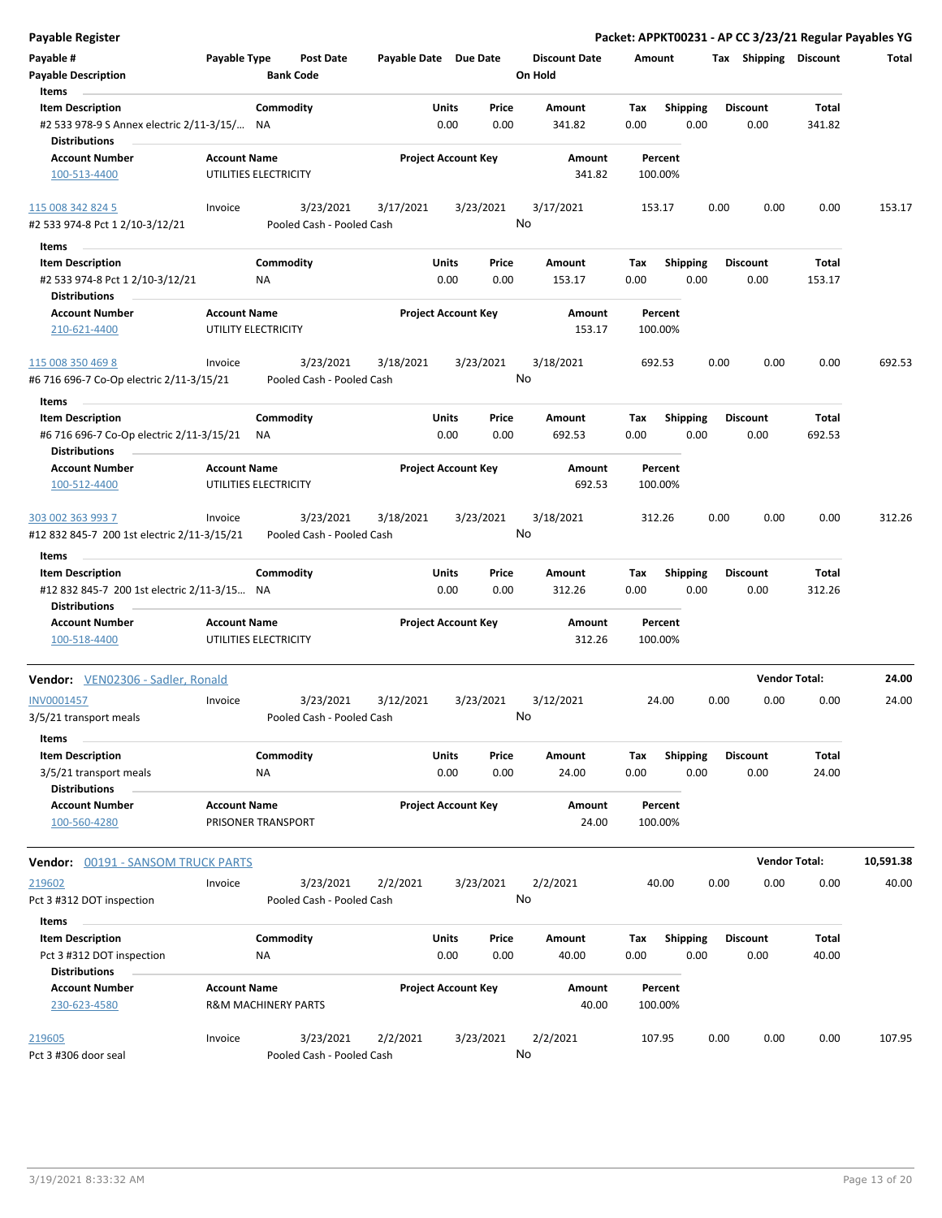**Payable Register** — Packet: APPKT00231 - AP CC 3/23/21 Regular Payables YG

| Payable # | Payable Type | Post Date | Payable Date | Due Date | Discount Date | Amount | Tax | Shipping | Discount | Total |
|---|---|---|---|---|---|---|---|---|---|---|
| **Payable Description** | | **Bank Code** | | | **On Hold** | | | | | |

**Items**

| Item Description | Commodity | Units | Price | Amount | Tax | Shipping | Discount | Total |
|---|---|---|---|---|---|---|---|---|
| #2 533 978-9 S Annex electric 2/11-3/15/... | NA | 0.00 | 0.00 | 341.82 | 0.00 | 0.00 | 0.00 | 341.82 |

**Distributions**

| Account Number | Account Name | Project Account Key | Amount | Percent |
|---|---|---|---|---|
| 100-513-4400 | UTILITIES ELECTRICITY | | 341.82 | 100.00% |

| Payable # | Payable Type | Post Date | Payable Date | Due Date | Discount Date | Amount | Tax | Shipping | Discount | Total |
|---|---|---|---|---|---|---|---|---|---|---|
| 115 008 342 824 5 | Invoice | 3/23/2021 | 3/17/2021 | 3/23/2021 | 3/17/2021 | 153.17 | 0.00 | 0.00 | 0.00 | 153.17 |
| #2 533 974-8 Pct 1 2/10-3/12/21 | | Pooled Cash - Pooled Cash | | | No | | | | | |

**Items**

| Item Description | Commodity | Units | Price | Amount | Tax | Shipping | Discount | Total |
|---|---|---|---|---|---|---|---|---|
| #2 533 974-8 Pct 1 2/10-3/12/21 | NA | 0.00 | 0.00 | 153.17 | 0.00 | 0.00 | 0.00 | 153.17 |

**Distributions**

| Account Number | Account Name | Project Account Key | Amount | Percent |
|---|---|---|---|---|
| 210-621-4400 | UTILITY ELECTRICITY | | 153.17 | 100.00% |

| Payable # | Payable Type | Post Date | Payable Date | Due Date | Discount Date | Amount | Tax | Shipping | Discount | Total |
|---|---|---|---|---|---|---|---|---|---|---|
| 115 008 350 469 8 | Invoice | 3/23/2021 | 3/18/2021 | 3/23/2021 | 3/18/2021 | 692.53 | 0.00 | 0.00 | 0.00 | 692.53 |
| #6 716 696-7 Co-Op electric 2/11-3/15/21 | | Pooled Cash - Pooled Cash | | | No | | | | | |

**Items**

| Item Description | Commodity | Units | Price | Amount | Tax | Shipping | Discount | Total |
|---|---|---|---|---|---|---|---|---|
| #6 716 696-7 Co-Op electric 2/11-3/15/21 | NA | 0.00 | 0.00 | 692.53 | 0.00 | 0.00 | 0.00 | 692.53 |

**Distributions**

| Account Number | Account Name | Project Account Key | Amount | Percent |
|---|---|---|---|---|
| 100-512-4400 | UTILITIES ELECTRICITY | | 692.53 | 100.00% |

| Payable # | Payable Type | Post Date | Payable Date | Due Date | Discount Date | Amount | Tax | Shipping | Discount | Total |
|---|---|---|---|---|---|---|---|---|---|---|
| 303 002 363 993 7 | Invoice | 3/23/2021 | 3/18/2021 | 3/23/2021 | 3/18/2021 | 312.26 | 0.00 | 0.00 | 0.00 | 312.26 |
| #12 832 845-7 200 1st electric 2/11-3/15/21 | | Pooled Cash - Pooled Cash | | | No | | | | | |

**Items**

| Item Description | Commodity | Units | Price | Amount | Tax | Shipping | Discount | Total |
|---|---|---|---|---|---|---|---|---|
| #12 832 845-7 200 1st electric 2/11-3/15... | NA | 0.00 | 0.00 | 312.26 | 0.00 | 0.00 | 0.00 | 312.26 |

**Distributions**

| Account Number | Account Name | Project Account Key | Amount | Percent |
|---|---|---|---|---|
| 100-518-4400 | UTILITIES ELECTRICITY | | 312.26 | 100.00% |

**Vendor:** VEN02306 - Sadler, Ronald — **Vendor Total: 24.00**

| Payable # | Payable Type | Post Date | Payable Date | Due Date | Discount Date | Amount | Tax | Shipping | Discount | Total |
|---|---|---|---|---|---|---|---|---|---|---|
| INV0001457 | Invoice | 3/23/2021 | 3/12/2021 | 3/23/2021 | 3/12/2021 | 24.00 | 0.00 | 0.00 | 0.00 | 24.00 |
| 3/5/21 transport meals | | Pooled Cash - Pooled Cash | | | No | | | | | |

**Items**

| Item Description | Commodity | Units | Price | Amount | Tax | Shipping | Discount | Total |
|---|---|---|---|---|---|---|---|---|
| 3/5/21 transport meals | NA | 0.00 | 0.00 | 24.00 | 0.00 | 0.00 | 0.00 | 24.00 |

**Distributions**

| Account Number | Account Name | Project Account Key | Amount | Percent |
|---|---|---|---|---|
| 100-560-4280 | PRISONER TRANSPORT | | 24.00 | 100.00% |

**Vendor:** 00191 - SANSOM TRUCK PARTS — **Vendor Total: 10,591.38**

| Payable # | Payable Type | Post Date | Payable Date | Due Date | Discount Date | Amount | Tax | Shipping | Discount | Total |
|---|---|---|---|---|---|---|---|---|---|---|
| 219602 | Invoice | 3/23/2021 | 2/2/2021 | 3/23/2021 | 2/2/2021 | 40.00 | 0.00 | 0.00 | 0.00 | 40.00 |
| Pct 3 #312 DOT inspection | | Pooled Cash - Pooled Cash | | | No | | | | | |

**Items**

| Item Description | Commodity | Units | Price | Amount | Tax | Shipping | Discount | Total |
|---|---|---|---|---|---|---|---|---|
| Pct 3 #312 DOT inspection | NA | 0.00 | 0.00 | 40.00 | 0.00 | 0.00 | 0.00 | 40.00 |

**Distributions**

| Account Number | Account Name | Project Account Key | Amount | Percent |
|---|---|---|---|---|
| 230-623-4580 | R&M MACHINERY PARTS | | 40.00 | 100.00% |

| Payable # | Payable Type | Post Date | Payable Date | Due Date | Discount Date | Amount | Tax | Shipping | Discount | Total |
|---|---|---|---|---|---|---|---|---|---|---|
| 219605 | Invoice | 3/23/2021 | 2/2/2021 | 3/23/2021 | 2/2/2021 | 107.95 | 0.00 | 0.00 | 0.00 | 107.95 |
| Pct 3 #306 door seal | | Pooled Cash - Pooled Cash | | | No | | | | | |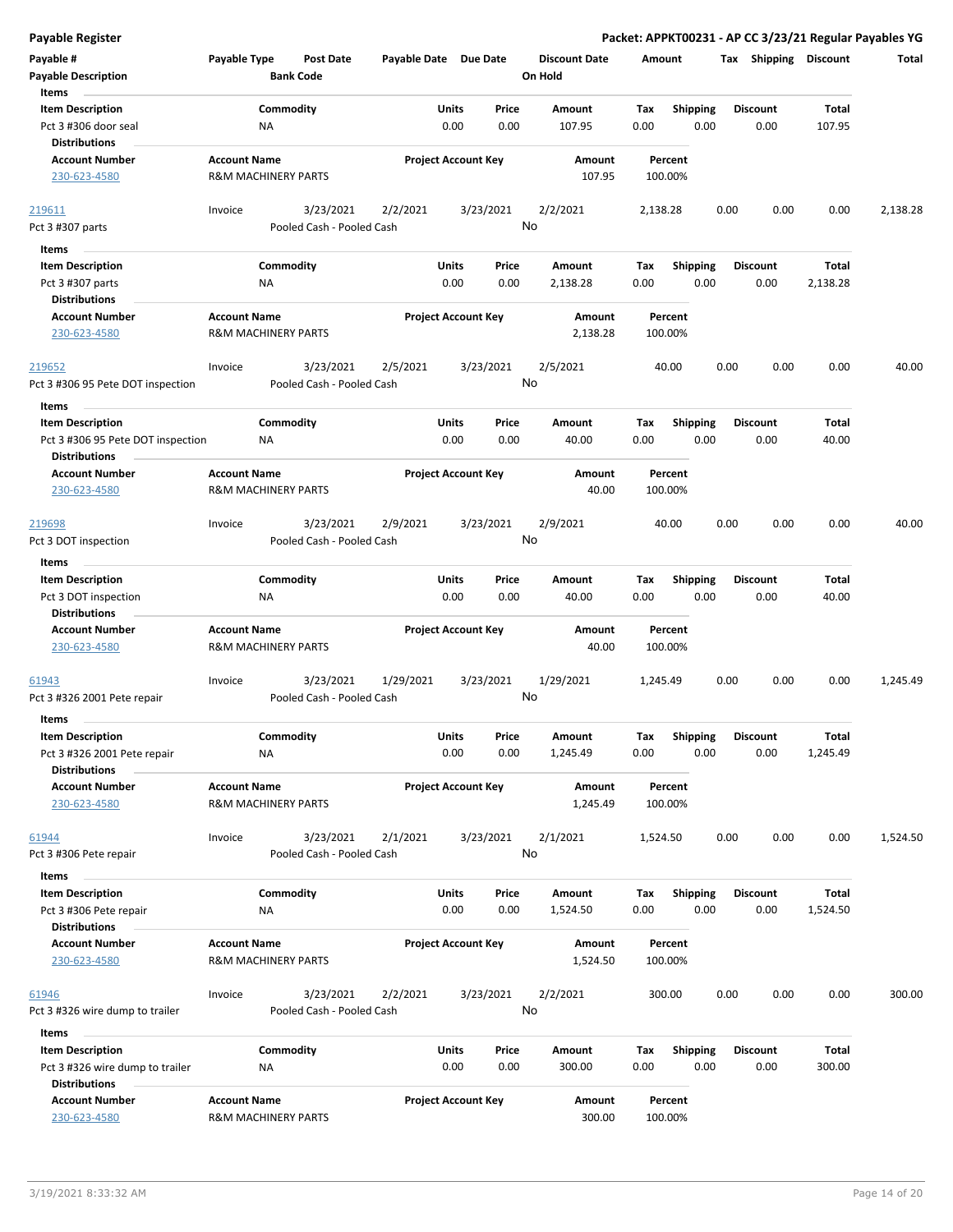**Payable Register** — **Packet: APPKT00231 - AP CC 3/23/21 Regular Payables YG**

| Payable # | Payable Type | Post Date | Payable Date | Due Date | Discount Date | Amount | Tax | Shipping | Discount | Total |
|---|---|---|---|---|---|---|---|---|---|---|
| **Payable Description** | | **Bank Code** | | | **On Hold** | | | | | |

**Items**

| Item Description | Commodity | Units | Price | Amount | Tax | Shipping | Discount | Total |
|---|---|---|---|---|---|---|---|---|
| Pct 3 #306 door seal | NA | 0.00 | 0.00 | 107.95 | 0.00 | 0.00 | 0.00 | 107.95 |

**Distributions**

| Account Number | Account Name | Project Account Key | Amount | Percent |
|---|---|---|---|---|
| 230-623-4580 | R&M MACHINERY PARTS | | 107.95 | 100.00% |

---

| Payable # | Payable Type | Post Date | Payable Date | Due Date | Discount Date | Amount | Tax | Shipping | Discount | Total |
|---|---|---|---|---|---|---|---|---|---|---|
| 219611 | Invoice | 3/23/2021 | 2/2/2021 | 3/23/2021 | 2/2/2021 | 2,138.28 | 0.00 | 0.00 | 0.00 | 2,138.28 |
| Pct 3 #307 parts | | Pooled Cash - Pooled Cash | | | No | | | | | |

**Items**

| Item Description | Commodity | Units | Price | Amount | Tax | Shipping | Discount | Total |
|---|---|---|---|---|---|---|---|---|
| Pct 3 #307 parts | NA | 0.00 | 0.00 | 2,138.28 | 0.00 | 0.00 | 0.00 | 2,138.28 |

**Distributions**

| Account Number | Account Name | Project Account Key | Amount | Percent |
|---|---|---|---|---|
| 230-623-4580 | R&M MACHINERY PARTS | | 2,138.28 | 100.00% |

---

| Payable # | Payable Type | Post Date | Payable Date | Due Date | Discount Date | Amount | Tax | Shipping | Discount | Total |
|---|---|---|---|---|---|---|---|---|---|---|
| 219652 | Invoice | 3/23/2021 | 2/5/2021 | 3/23/2021 | 2/5/2021 | 40.00 | 0.00 | 0.00 | 0.00 | 40.00 |
| Pct 3 #306 95 Pete DOT inspection | | Pooled Cash - Pooled Cash | | | No | | | | | |

**Items**

| Item Description | Commodity | Units | Price | Amount | Tax | Shipping | Discount | Total |
|---|---|---|---|---|---|---|---|---|
| Pct 3 #306 95 Pete DOT inspection | NA | 0.00 | 0.00 | 40.00 | 0.00 | 0.00 | 0.00 | 40.00 |

**Distributions**

| Account Number | Account Name | Project Account Key | Amount | Percent |
|---|---|---|---|---|
| 230-623-4580 | R&M MACHINERY PARTS | | 40.00 | 100.00% |

---

| Payable # | Payable Type | Post Date | Payable Date | Due Date | Discount Date | Amount | Tax | Shipping | Discount | Total |
|---|---|---|---|---|---|---|---|---|---|---|
| 219698 | Invoice | 3/23/2021 | 2/9/2021 | 3/23/2021 | 2/9/2021 | 40.00 | 0.00 | 0.00 | 0.00 | 40.00 |
| Pct 3 DOT inspection | | Pooled Cash - Pooled Cash | | | No | | | | | |

**Items**

| Item Description | Commodity | Units | Price | Amount | Tax | Shipping | Discount | Total |
|---|---|---|---|---|---|---|---|---|
| Pct 3 DOT inspection | NA | 0.00 | 0.00 | 40.00 | 0.00 | 0.00 | 0.00 | 40.00 |

**Distributions**

| Account Number | Account Name | Project Account Key | Amount | Percent |
|---|---|---|---|---|
| 230-623-4580 | R&M MACHINERY PARTS | | 40.00 | 100.00% |

---

| Payable # | Payable Type | Post Date | Payable Date | Due Date | Discount Date | Amount | Tax | Shipping | Discount | Total |
|---|---|---|---|---|---|---|---|---|---|---|
| 61943 | Invoice | 3/23/2021 | 1/29/2021 | 3/23/2021 | 1/29/2021 | 1,245.49 | 0.00 | 0.00 | 0.00 | 1,245.49 |
| Pct 3 #326 2001 Pete repair | | Pooled Cash - Pooled Cash | | | No | | | | | |

**Items**

| Item Description | Commodity | Units | Price | Amount | Tax | Shipping | Discount | Total |
|---|---|---|---|---|---|---|---|---|
| Pct 3 #326 2001 Pete repair | NA | 0.00 | 0.00 | 1,245.49 | 0.00 | 0.00 | 0.00 | 1,245.49 |

**Distributions**

| Account Number | Account Name | Project Account Key | Amount | Percent |
|---|---|---|---|---|
| 230-623-4580 | R&M MACHINERY PARTS | | 1,245.49 | 100.00% |

---

| Payable # | Payable Type | Post Date | Payable Date | Due Date | Discount Date | Amount | Tax | Shipping | Discount | Total |
|---|---|---|---|---|---|---|---|---|---|---|
| 61944 | Invoice | 3/23/2021 | 2/1/2021 | 3/23/2021 | 2/1/2021 | 1,524.50 | 0.00 | 0.00 | 0.00 | 1,524.50 |
| Pct 3 #306 Pete repair | | Pooled Cash - Pooled Cash | | | No | | | | | |

**Items**

| Item Description | Commodity | Units | Price | Amount | Tax | Shipping | Discount | Total |
|---|---|---|---|---|---|---|---|---|
| Pct 3 #306 Pete repair | NA | 0.00 | 0.00 | 1,524.50 | 0.00 | 0.00 | 0.00 | 1,524.50 |

**Distributions**

| Account Number | Account Name | Project Account Key | Amount | Percent |
|---|---|---|---|---|
| 230-623-4580 | R&M MACHINERY PARTS | | 1,524.50 | 100.00% |

---

| Payable # | Payable Type | Post Date | Payable Date | Due Date | Discount Date | Amount | Tax | Shipping | Discount | Total |
|---|---|---|---|---|---|---|---|---|---|---|
| 61946 | Invoice | 3/23/2021 | 2/2/2021 | 3/23/2021 | 2/2/2021 | 300.00 | 0.00 | 0.00 | 0.00 | 300.00 |
| Pct 3 #326 wire dump to trailer | | Pooled Cash - Pooled Cash | | | No | | | | | |

**Items**

| Item Description | Commodity | Units | Price | Amount | Tax | Shipping | Discount | Total |
|---|---|---|---|---|---|---|---|---|
| Pct 3 #326 wire dump to trailer | NA | 0.00 | 0.00 | 300.00 | 0.00 | 0.00 | 0.00 | 300.00 |

**Distributions**

| Account Number | Account Name | Project Account Key | Amount | Percent |
|---|---|---|---|---|
| 230-623-4580 | R&M MACHINERY PARTS | | 300.00 | 100.00% |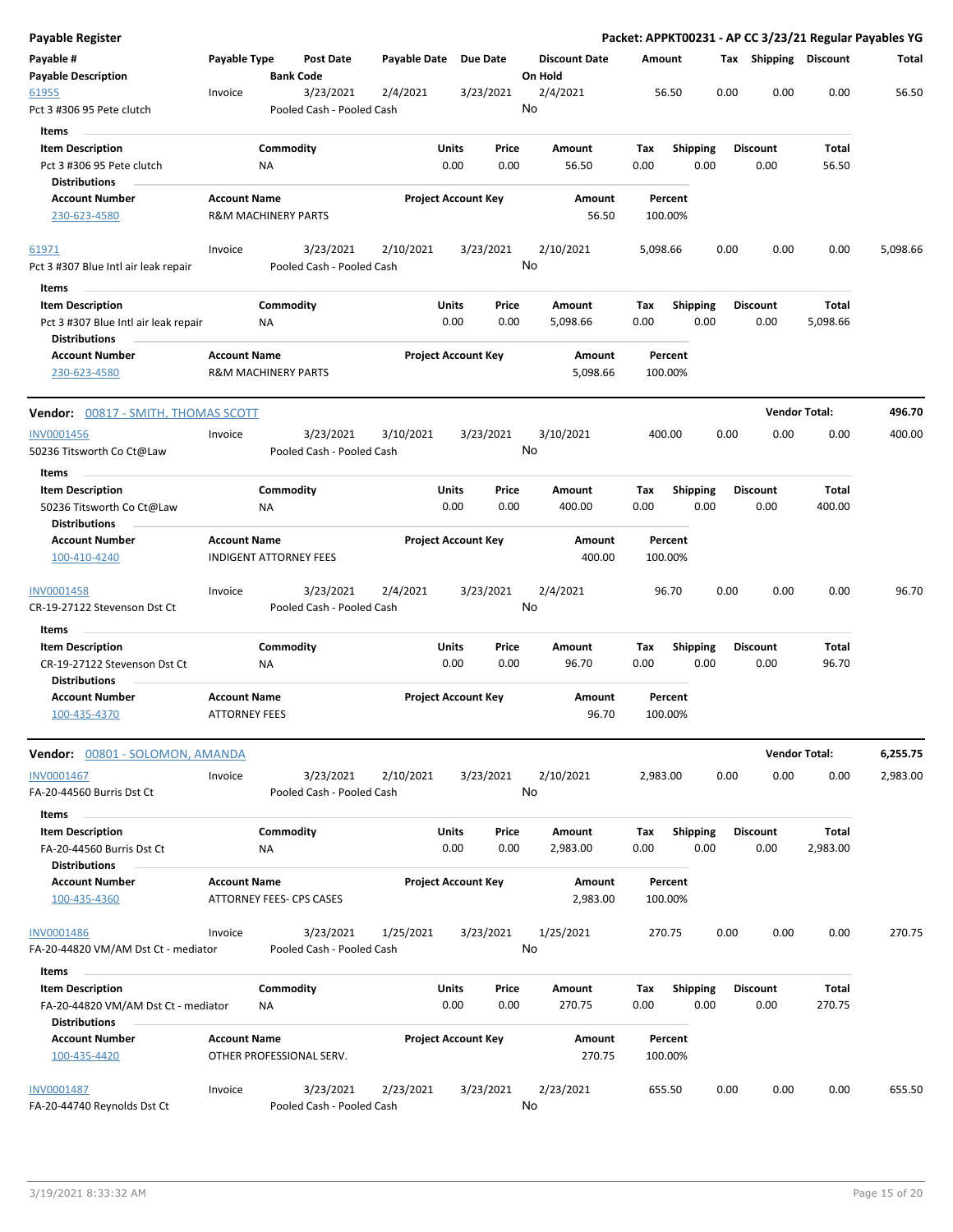## Payable Register

**Packet: APPKT00231 - AP CC 3/23/21 Regular Payables YG**

| Payable # / Payable Description | Payable Type | Post Date / Bank Code | Payable Date | Due Date | Discount Date / On Hold | Amount | Tax | Shipping | Discount | Total |
|---|---|---|---|---|---|---|---|---|---|---|
| 61955 | Invoice | 3/23/2021 | 2/4/2021 | 3/23/2021 | 2/4/2021 | 56.50 | 0.00 | 0.00 | 0.00 | 56.50 |
| Pct 3 #306 95 Pete clutch | | Pooled Cash - Pooled Cash | | | No | | | | | |

**Items**

| Item Description | Commodity | Units | Price | Amount | Tax | Shipping | Discount | Total |
|---|---|---|---|---|---|---|---|---|
| Pct 3 #306 95 Pete clutch | NA | 0.00 | 0.00 | 56.50 | 0.00 | 0.00 | 0.00 | 56.50 |

**Distributions**

| Account Number | Account Name | Project Account Key | Amount | Percent |
|---|---|---|---|---|
| 230-623-4580 | R&M MACHINERY PARTS | | 56.50 | 100.00% |

| Payable # / Payable Description | Payable Type | Post Date / Bank Code | Payable Date | Due Date | Discount Date / On Hold | Amount | Tax | Shipping | Discount | Total |
|---|---|---|---|---|---|---|---|---|---|---|
| 61971 | Invoice | 3/23/2021 | 2/10/2021 | 3/23/2021 | 2/10/2021 | 5,098.66 | 0.00 | 0.00 | 0.00 | 5,098.66 |
| Pct 3 #307 Blue Intl air leak repair | | Pooled Cash - Pooled Cash | | | No | | | | | |

**Items**

| Item Description | Commodity | Units | Price | Amount | Tax | Shipping | Discount | Total |
|---|---|---|---|---|---|---|---|---|
| Pct 3 #307 Blue Intl air leak repair | NA | 0.00 | 0.00 | 5,098.66 | 0.00 | 0.00 | 0.00 | 5,098.66 |

**Distributions**

| Account Number | Account Name | Project Account Key | Amount | Percent |
|---|---|---|---|---|
| 230-623-4580 | R&M MACHINERY PARTS | | 5,098.66 | 100.00% |

### Vendor: 00817 - SMITH, THOMAS SCOTT — Vendor Total: 496.70

| Payable # / Payable Description | Payable Type | Post Date / Bank Code | Payable Date | Due Date | Discount Date / On Hold | Amount | Tax | Shipping | Discount | Total |
|---|---|---|---|---|---|---|---|---|---|---|
| INV0001456 | Invoice | 3/23/2021 | 3/10/2021 | 3/23/2021 | 3/10/2021 | 400.00 | 0.00 | 0.00 | 0.00 | 400.00 |
| 50236 Titsworth Co Ct@Law | | Pooled Cash - Pooled Cash | | | No | | | | | |

**Items**

| Item Description | Commodity | Units | Price | Amount | Tax | Shipping | Discount | Total |
|---|---|---|---|---|---|---|---|---|
| 50236 Titsworth Co Ct@Law | NA | 0.00 | 0.00 | 400.00 | 0.00 | 0.00 | 0.00 | 400.00 |

**Distributions**

| Account Number | Account Name | Project Account Key | Amount | Percent |
|---|---|---|---|---|
| 100-410-4240 | INDIGENT ATTORNEY FEES | | 400.00 | 100.00% |

| Payable # / Payable Description | Payable Type | Post Date / Bank Code | Payable Date | Due Date | Discount Date / On Hold | Amount | Tax | Shipping | Discount | Total |
|---|---|---|---|---|---|---|---|---|---|---|
| INV0001458 | Invoice | 3/23/2021 | 2/4/2021 | 3/23/2021 | 2/4/2021 | 96.70 | 0.00 | 0.00 | 0.00 | 96.70 |
| CR-19-27122 Stevenson Dst Ct | | Pooled Cash - Pooled Cash | | | No | | | | | |

**Items**

| Item Description | Commodity | Units | Price | Amount | Tax | Shipping | Discount | Total |
|---|---|---|---|---|---|---|---|---|
| CR-19-27122 Stevenson Dst Ct | NA | 0.00 | 0.00 | 96.70 | 0.00 | 0.00 | 0.00 | 96.70 |

**Distributions**

| Account Number | Account Name | Project Account Key | Amount | Percent |
|---|---|---|---|---|
| 100-435-4370 | ATTORNEY FEES | | 96.70 | 100.00% |

### Vendor: 00801 - SOLOMON, AMANDA — Vendor Total: 6,255.75

| Payable # / Payable Description | Payable Type | Post Date / Bank Code | Payable Date | Due Date | Discount Date / On Hold | Amount | Tax | Shipping | Discount | Total |
|---|---|---|---|---|---|---|---|---|---|---|
| INV0001467 | Invoice | 3/23/2021 | 2/10/2021 | 3/23/2021 | 2/10/2021 | 2,983.00 | 0.00 | 0.00 | 0.00 | 2,983.00 |
| FA-20-44560 Burris Dst Ct | | Pooled Cash - Pooled Cash | | | No | | | | | |

**Items**

| Item Description | Commodity | Units | Price | Amount | Tax | Shipping | Discount | Total |
|---|---|---|---|---|---|---|---|---|
| FA-20-44560 Burris Dst Ct | NA | 0.00 | 0.00 | 2,983.00 | 0.00 | 0.00 | 0.00 | 2,983.00 |

**Distributions**

| Account Number | Account Name | Project Account Key | Amount | Percent |
|---|---|---|---|---|
| 100-435-4360 | ATTORNEY FEES- CPS CASES | | 2,983.00 | 100.00% |

| Payable # / Payable Description | Payable Type | Post Date / Bank Code | Payable Date | Due Date | Discount Date / On Hold | Amount | Tax | Shipping | Discount | Total |
|---|---|---|---|---|---|---|---|---|---|---|
| INV0001486 | Invoice | 3/23/2021 | 1/25/2021 | 3/23/2021 | 1/25/2021 | 270.75 | 0.00 | 0.00 | 0.00 | 270.75 |
| FA-20-44820 VM/AM Dst Ct - mediator | | Pooled Cash - Pooled Cash | | | No | | | | | |

**Items**

| Item Description | Commodity | Units | Price | Amount | Tax | Shipping | Discount | Total |
|---|---|---|---|---|---|---|---|---|
| FA-20-44820 VM/AM Dst Ct - mediator | NA | 0.00 | 0.00 | 270.75 | 0.00 | 0.00 | 0.00 | 270.75 |

**Distributions**

| Account Number | Account Name | Project Account Key | Amount | Percent |
|---|---|---|---|---|
| 100-435-4420 | OTHER PROFESSIONAL SERV. | | 270.75 | 100.00% |

| Payable # / Payable Description | Payable Type | Post Date / Bank Code | Payable Date | Due Date | Discount Date / On Hold | Amount | Tax | Shipping | Discount | Total |
|---|---|---|---|---|---|---|---|---|---|---|
| INV0001487 | Invoice | 3/23/2021 | 2/23/2021 | 3/23/2021 | 2/23/2021 | 655.50 | 0.00 | 0.00 | 0.00 | 655.50 |
| FA-20-44740 Reynolds Dst Ct | | Pooled Cash - Pooled Cash | | | No | | | | | |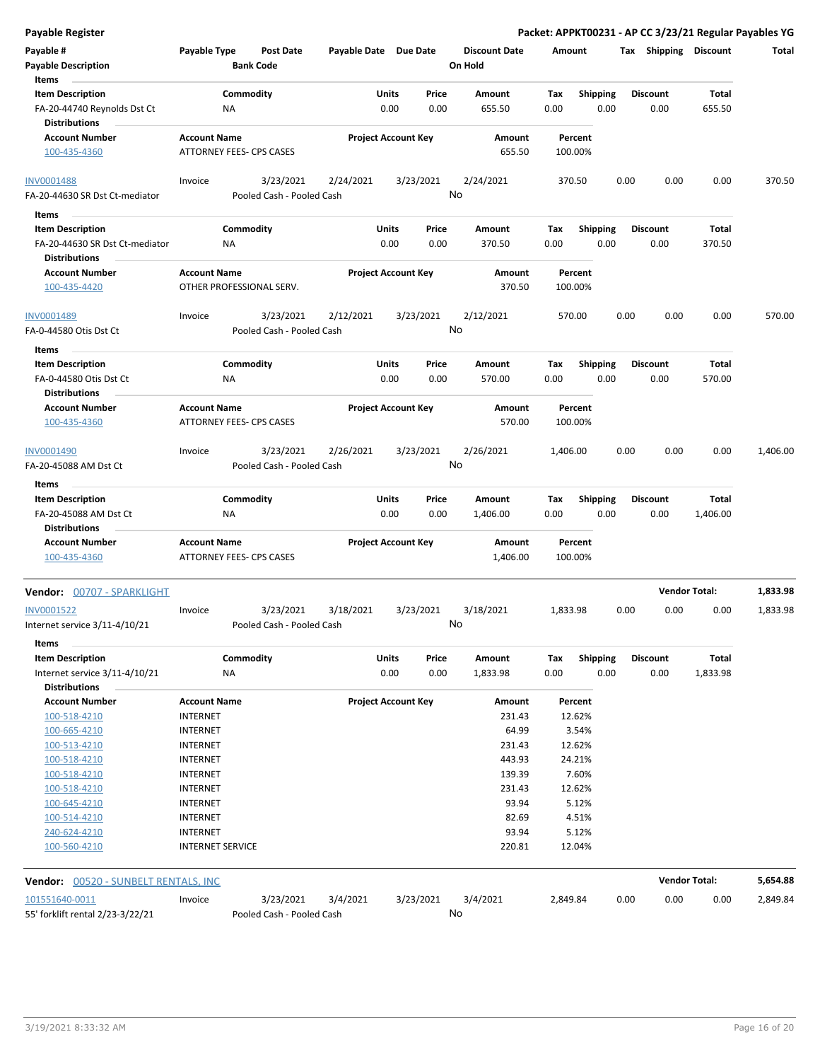## Payable Register

**Packet: APPKT00231 - AP CC 3/23/21 Regular Payables YG**

| Payable # | Payable Type | Post Date | Payable Date | Due Date | Discount Date | Amount | Tax | Shipping | Discount | Total |
|---|---|---|---|---|---|---|---|---|---|---|
| Payable Description | | Bank Code | | | On Hold | | | | | |

**Items**

| Item Description | Commodity | Units | Price | Amount | Tax | Shipping | Discount | Total |
|---|---|---|---|---|---|---|---|---|
| FA-20-44740 Reynolds Dst Ct | NA | 0.00 | 0.00 | 655.50 | 0.00 | 0.00 | 0.00 | 655.50 |

**Distributions**

| Account Number | Account Name | Project Account Key | Amount | Percent |
|---|---|---|---|---|
| 100-435-4360 | ATTORNEY FEES- CPS CASES | | 655.50 | 100.00% |

| Payable # | Payable Type | Post Date | Payable Date | Due Date | Discount Date | Amount | Tax | Shipping | Discount | Total |
|---|---|---|---|---|---|---|---|---|---|---|
| INV0001488 | Invoice | 3/23/2021 | 2/24/2021 | 3/23/2021 | 2/24/2021 | 370.50 | 0.00 | 0.00 | 0.00 | 370.50 |
| FA-20-44630 SR Dst Ct-mediator | | Pooled Cash - Pooled Cash | | | No | | | | | |

**Items**

| Item Description | Commodity | Units | Price | Amount | Tax | Shipping | Discount | Total |
|---|---|---|---|---|---|---|---|---|
| FA-20-44630 SR Dst Ct-mediator | NA | 0.00 | 0.00 | 370.50 | 0.00 | 0.00 | 0.00 | 370.50 |

**Distributions**

| Account Number | Account Name | Project Account Key | Amount | Percent |
|---|---|---|---|---|
| 100-435-4420 | OTHER PROFESSIONAL SERV. | | 370.50 | 100.00% |

| Payable # | Payable Type | Post Date | Payable Date | Due Date | Discount Date | Amount | Tax | Shipping | Discount | Total |
|---|---|---|---|---|---|---|---|---|---|---|
| INV0001489 | Invoice | 3/23/2021 | 2/12/2021 | 3/23/2021 | 2/12/2021 | 570.00 | 0.00 | 0.00 | 0.00 | 570.00 |
| FA-0-44580 Otis Dst Ct | | Pooled Cash - Pooled Cash | | | No | | | | | |

**Items**

| Item Description | Commodity | Units | Price | Amount | Tax | Shipping | Discount | Total |
|---|---|---|---|---|---|---|---|---|
| FA-0-44580 Otis Dst Ct | NA | 0.00 | 0.00 | 570.00 | 0.00 | 0.00 | 0.00 | 570.00 |

**Distributions**

| Account Number | Account Name | Project Account Key | Amount | Percent |
|---|---|---|---|---|
| 100-435-4360 | ATTORNEY FEES- CPS CASES | | 570.00 | 100.00% |

| Payable # | Payable Type | Post Date | Payable Date | Due Date | Discount Date | Amount | Tax | Shipping | Discount | Total |
|---|---|---|---|---|---|---|---|---|---|---|
| INV0001490 | Invoice | 3/23/2021 | 2/26/2021 | 3/23/2021 | 2/26/2021 | 1,406.00 | 0.00 | 0.00 | 0.00 | 1,406.00 |
| FA-20-45088 AM Dst Ct | | Pooled Cash - Pooled Cash | | | No | | | | | |

**Items**

| Item Description | Commodity | Units | Price | Amount | Tax | Shipping | Discount | Total |
|---|---|---|---|---|---|---|---|---|
| FA-20-45088 AM Dst Ct | NA | 0.00 | 0.00 | 1,406.00 | 0.00 | 0.00 | 0.00 | 1,406.00 |

**Distributions**

| Account Number | Account Name | Project Account Key | Amount | Percent |
|---|---|---|---|---|
| 100-435-4360 | ATTORNEY FEES- CPS CASES | | 1,406.00 | 100.00% |

### Vendor: 00707 - SPARKLIGHT — Vendor Total: 1,833.98

| Payable # | Payable Type | Post Date | Payable Date | Due Date | Discount Date | Amount | Tax | Shipping | Discount | Total |
|---|---|---|---|---|---|---|---|---|---|---|
| INV0001522 | Invoice | 3/23/2021 | 3/18/2021 | 3/23/2021 | 3/18/2021 | 1,833.98 | 0.00 | 0.00 | 0.00 | 1,833.98 |
| Internet service 3/11-4/10/21 | | Pooled Cash - Pooled Cash | | | No | | | | | |

**Items**

| Item Description | Commodity | Units | Price | Amount | Tax | Shipping | Discount | Total |
|---|---|---|---|---|---|---|---|---|
| Internet service 3/11-4/10/21 | NA | 0.00 | 0.00 | 1,833.98 | 0.00 | 0.00 | 0.00 | 1,833.98 |

**Distributions**

| Account Number | Account Name | Project Account Key | Amount | Percent |
|---|---|---|---|---|
| 100-518-4210 | INTERNET | | 231.43 | 12.62% |
| 100-665-4210 | INTERNET | | 64.99 | 3.54% |
| 100-513-4210 | INTERNET | | 231.43 | 12.62% |
| 100-518-4210 | INTERNET | | 443.93 | 24.21% |
| 100-518-4210 | INTERNET | | 139.39 | 7.60% |
| 100-518-4210 | INTERNET | | 231.43 | 12.62% |
| 100-645-4210 | INTERNET | | 93.94 | 5.12% |
| 100-514-4210 | INTERNET | | 82.69 | 4.51% |
| 240-624-4210 | INTERNET | | 93.94 | 5.12% |
| 100-560-4210 | INTERNET SERVICE | | 220.81 | 12.04% |

### Vendor: 00520 - SUNBELT RENTALS, INC — Vendor Total: 5,654.88

| Payable # | Payable Type | Post Date | Payable Date | Due Date | Discount Date | Amount | Tax | Shipping | Discount | Total |
|---|---|---|---|---|---|---|---|---|---|---|
| 101551640-0011 | Invoice | 3/23/2021 | 3/4/2021 | 3/23/2021 | 3/4/2021 | 2,849.84 | 0.00 | 0.00 | 0.00 | 2,849.84 |
| 55' forklift rental 2/23-3/22/21 | | Pooled Cash - Pooled Cash | | | No | | | | | |

3/19/2021 8:33:32 AM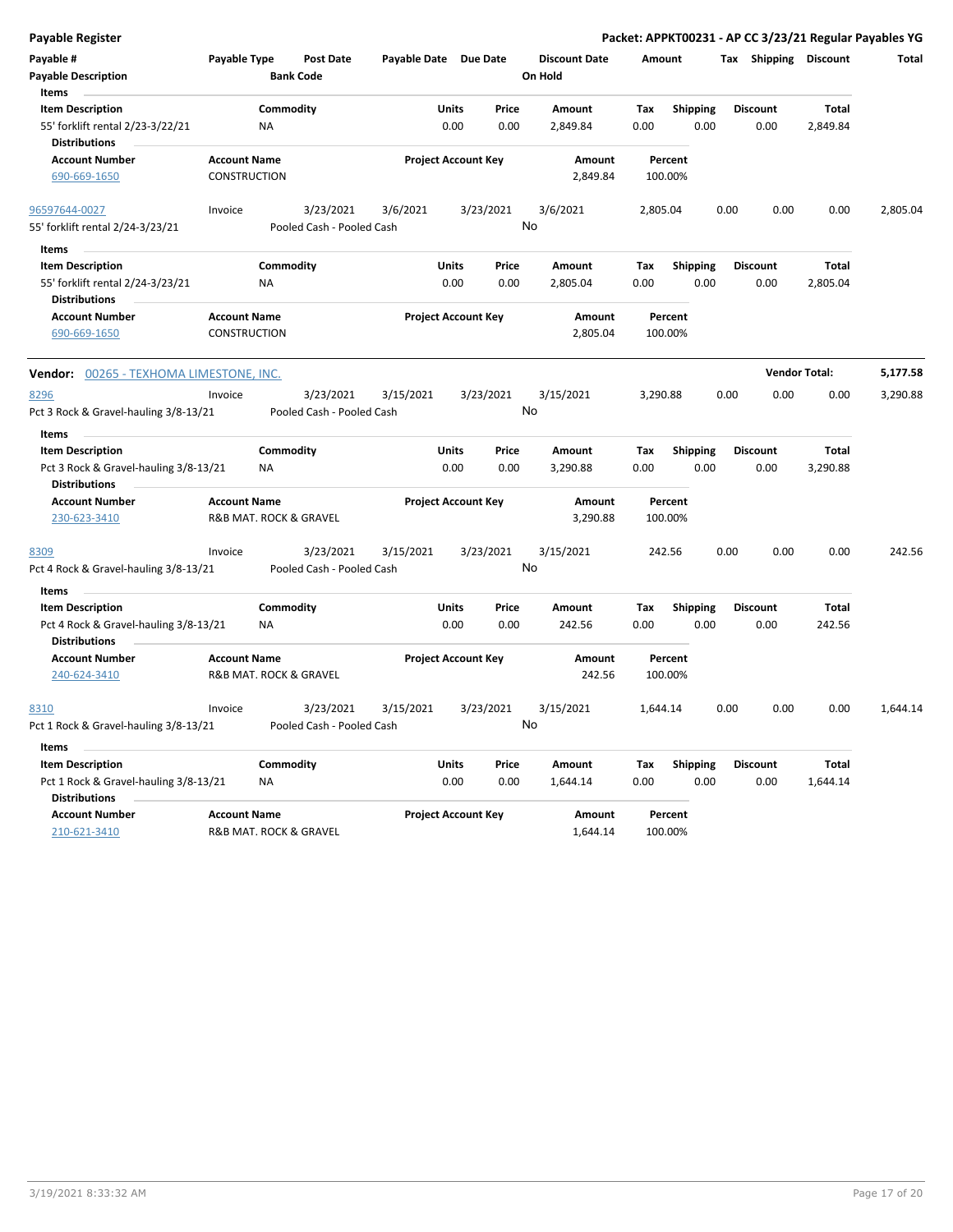**Payable Register** — **Packet: APPKT00231 - AP CC 3/23/21 Regular Payables YG**

| Payable # | Payable Type | Post Date | Payable Date | Due Date | Discount Date | Amount | Tax | Shipping | Discount | Total |
|---|---|---|---|---|---|---|---|---|---|---|
| **Payable Description** | | **Bank Code** | | | **On Hold** | | | | | |

**Items**

| Item Description | Commodity | Units | Price | Amount | Tax | Shipping | Discount | Total |
|---|---|---|---|---|---|---|---|---|
| 55' forklift rental 2/23-3/22/21 | NA | 0.00 | 0.00 | 2,849.84 | 0.00 | 0.00 | 0.00 | 2,849.84 |

**Distributions**

| Account Number | Account Name | Project Account Key | Amount | Percent |
|---|---|---|---|---|
| 690-669-1650 | CONSTRUCTION | | 2,849.84 | 100.00% |

| Payable # | Payable Type | Post Date | Payable Date | Due Date | Discount Date | Amount | Tax | Shipping | Discount | Total |
|---|---|---|---|---|---|---|---|---|---|---|
| 96597644-0027 | Invoice | 3/23/2021 | 3/6/2021 | 3/23/2021 | 3/6/2021 | 2,805.04 | 0.00 | 0.00 | 0.00 | 2,805.04 |
| 55' forklift rental 2/24-3/23/21 | | Pooled Cash - Pooled Cash | | | No | | | | | |

**Items**

| Item Description | Commodity | Units | Price | Amount | Tax | Shipping | Discount | Total |
|---|---|---|---|---|---|---|---|---|
| 55' forklift rental 2/24-3/23/21 | NA | 0.00 | 0.00 | 2,805.04 | 0.00 | 0.00 | 0.00 | 2,805.04 |

**Distributions**

| Account Number | Account Name | Project Account Key | Amount | Percent |
|---|---|---|---|---|
| 690-669-1650 | CONSTRUCTION | | 2,805.04 | 100.00% |

**Vendor:** 00265 - TEXHOMA LIMESTONE, INC. — **Vendor Total:** 5,177.58

| Payable # | Payable Type | Post Date | Payable Date | Due Date | Discount Date | Amount | Tax | Shipping | Discount | Total |
|---|---|---|---|---|---|---|---|---|---|---|
| 8296 | Invoice | 3/23/2021 | 3/15/2021 | 3/23/2021 | 3/15/2021 | 3,290.88 | 0.00 | 0.00 | 0.00 | 3,290.88 |
| Pct 3 Rock & Gravel-hauling 3/8-13/21 | | Pooled Cash - Pooled Cash | | | No | | | | | |

**Items**

| Item Description | Commodity | Units | Price | Amount | Tax | Shipping | Discount | Total |
|---|---|---|---|---|---|---|---|---|
| Pct 3 Rock & Gravel-hauling 3/8-13/21 | NA | 0.00 | 0.00 | 3,290.88 | 0.00 | 0.00 | 0.00 | 3,290.88 |

**Distributions**

| Account Number | Account Name | Project Account Key | Amount | Percent |
|---|---|---|---|---|
| 230-623-3410 | R&B MAT. ROCK & GRAVEL | | 3,290.88 | 100.00% |

| Payable # | Payable Type | Post Date | Payable Date | Due Date | Discount Date | Amount | Tax | Shipping | Discount | Total |
|---|---|---|---|---|---|---|---|---|---|---|
| 8309 | Invoice | 3/23/2021 | 3/15/2021 | 3/23/2021 | 3/15/2021 | 242.56 | 0.00 | 0.00 | 0.00 | 242.56 |
| Pct 4 Rock & Gravel-hauling 3/8-13/21 | | Pooled Cash - Pooled Cash | | | No | | | | | |

**Items**

| Item Description | Commodity | Units | Price | Amount | Tax | Shipping | Discount | Total |
|---|---|---|---|---|---|---|---|---|
| Pct 4 Rock & Gravel-hauling 3/8-13/21 | NA | 0.00 | 0.00 | 242.56 | 0.00 | 0.00 | 0.00 | 242.56 |

**Distributions**

| Account Number | Account Name | Project Account Key | Amount | Percent |
|---|---|---|---|---|
| 240-624-3410 | R&B MAT. ROCK & GRAVEL | | 242.56 | 100.00% |

| Payable # | Payable Type | Post Date | Payable Date | Due Date | Discount Date | Amount | Tax | Shipping | Discount | Total |
|---|---|---|---|---|---|---|---|---|---|---|
| 8310 | Invoice | 3/23/2021 | 3/15/2021 | 3/23/2021 | 3/15/2021 | 1,644.14 | 0.00 | 0.00 | 0.00 | 1,644.14 |
| Pct 1 Rock & Gravel-hauling 3/8-13/21 | | Pooled Cash - Pooled Cash | | | No | | | | | |

**Items**

| Item Description | Commodity | Units | Price | Amount | Tax | Shipping | Discount | Total |
|---|---|---|---|---|---|---|---|---|
| Pct 1 Rock & Gravel-hauling 3/8-13/21 | NA | 0.00 | 0.00 | 1,644.14 | 0.00 | 0.00 | 0.00 | 1,644.14 |

**Distributions**

| Account Number | Account Name | Project Account Key | Amount | Percent |
|---|---|---|---|---|
| 210-621-3410 | R&B MAT. ROCK & GRAVEL | | 1,644.14 | 100.00% |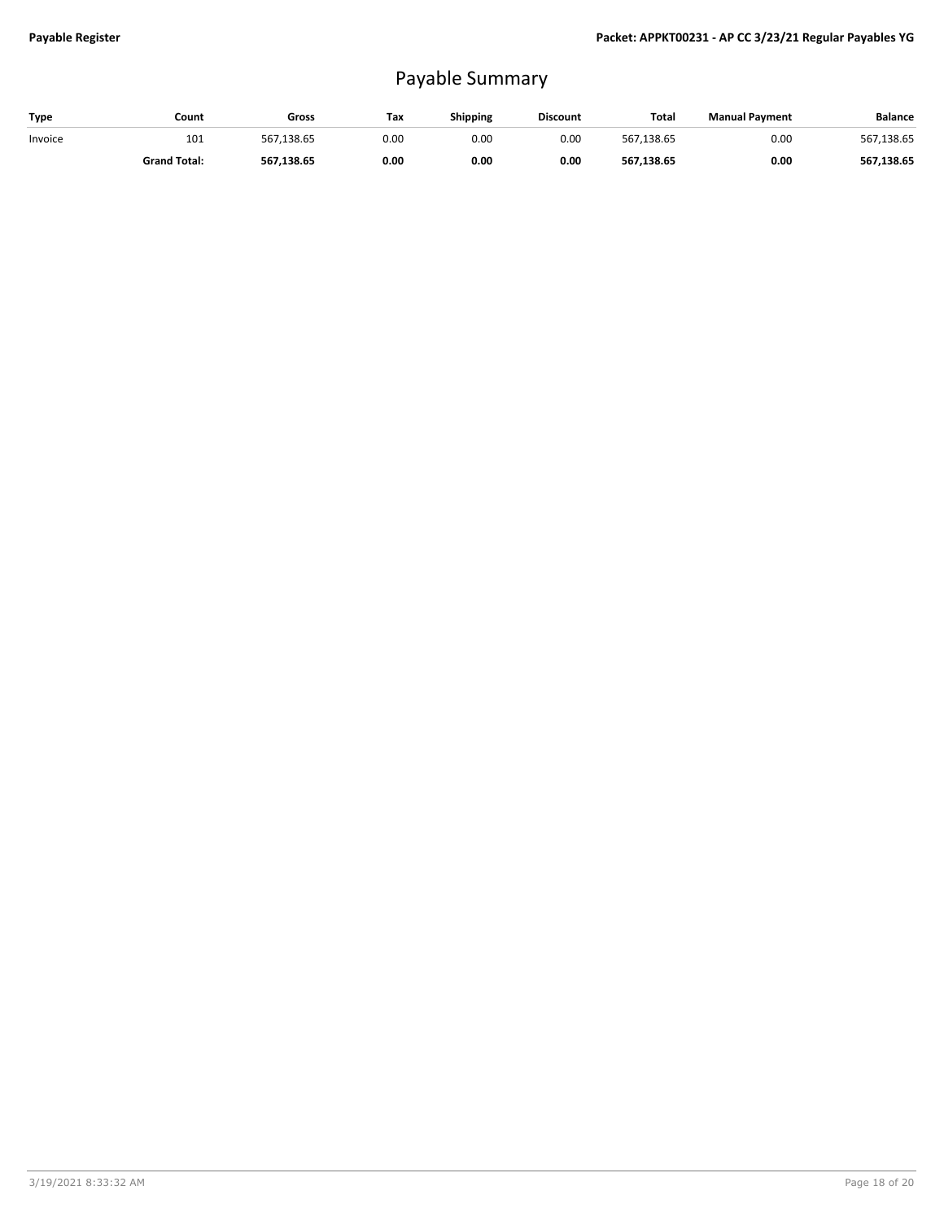# Payable Summary

| Type | Count | Gross | Tax | Shipping | Discount | Total | Manual Payment | Balance |
|---|---|---|---|---|---|---|---|---|
| Invoice | 101 | 567,138.65 | 0.00 | 0.00 | 0.00 | 567,138.65 | 0.00 | 567,138.65 |
| | **Grand Total:** | **567,138.65** | **0.00** | **0.00** | **0.00** | **567,138.65** | **0.00** | **567,138.65** |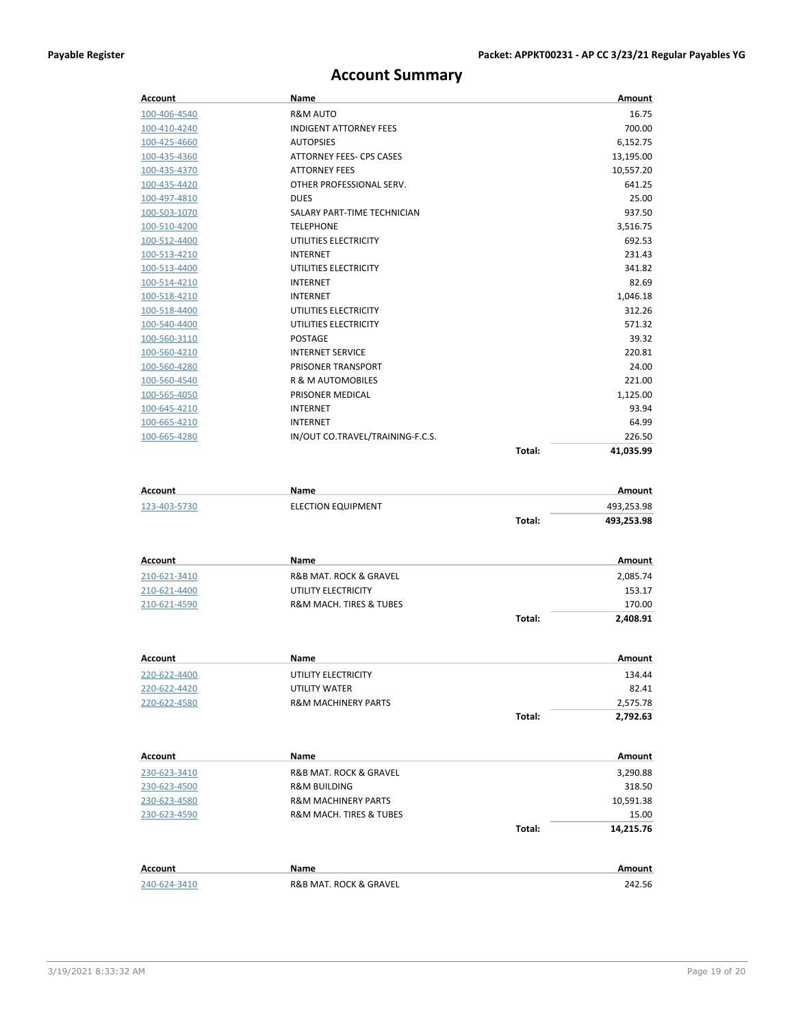# Account Summary

| Account | Name | | Amount |
|---|---|---|---|
| 100-406-4540 | R&M AUTO | | 16.75 |
| 100-410-4240 | INDIGENT ATTORNEY FEES | | 700.00 |
| 100-425-4660 | AUTOPSIES | | 6,152.75 |
| 100-435-4360 | ATTORNEY FEES- CPS CASES | | 13,195.00 |
| 100-435-4370 | ATTORNEY FEES | | 10,557.20 |
| 100-435-4420 | OTHER PROFESSIONAL SERV. | | 641.25 |
| 100-497-4810 | DUES | | 25.00 |
| 100-503-1070 | SALARY PART-TIME TECHNICIAN | | 937.50 |
| 100-510-4200 | TELEPHONE | | 3,516.75 |
| 100-512-4400 | UTILITIES ELECTRICITY | | 692.53 |
| 100-513-4210 | INTERNET | | 231.43 |
| 100-513-4400 | UTILITIES ELECTRICITY | | 341.82 |
| 100-514-4210 | INTERNET | | 82.69 |
| 100-518-4210 | INTERNET | | 1,046.18 |
| 100-518-4400 | UTILITIES ELECTRICITY | | 312.26 |
| 100-540-4400 | UTILITIES ELECTRICITY | | 571.32 |
| 100-560-3110 | POSTAGE | | 39.32 |
| 100-560-4210 | INTERNET SERVICE | | 220.81 |
| 100-560-4280 | PRISONER TRANSPORT | | 24.00 |
| 100-560-4540 | R & M AUTOMOBILES | | 221.00 |
| 100-565-4050 | PRISONER MEDICAL | | 1,125.00 |
| 100-645-4210 | INTERNET | | 93.94 |
| 100-665-4210 | INTERNET | | 64.99 |
| 100-665-4280 | IN/OUT CO.TRAVEL/TRAINING-F.C.S. | | 226.50 |
| | | **Total:** | **41,035.99** |

| Account | Name | | Amount |
|---|---|---|---|
| 123-403-5730 | ELECTION EQUIPMENT | | 493,253.98 |
| | | **Total:** | **493,253.98** |

| Account | Name | | Amount |
|---|---|---|---|
| 210-621-3410 | R&B MAT. ROCK & GRAVEL | | 2,085.74 |
| 210-621-4400 | UTILITY ELECTRICITY | | 153.17 |
| 210-621-4590 | R&M MACH. TIRES & TUBES | | 170.00 |
| | | **Total:** | **2,408.91** |

| Account | Name | | Amount |
|---|---|---|---|
| 220-622-4400 | UTILITY ELECTRICITY | | 134.44 |
| 220-622-4420 | UTILITY WATER | | 82.41 |
| 220-622-4580 | R&M MACHINERY PARTS | | 2,575.78 |
| | | **Total:** | **2,792.63** |

| Account | Name | | Amount |
|---|---|---|---|
| 230-623-3410 | R&B MAT. ROCK & GRAVEL | | 3,290.88 |
| 230-623-4500 | R&M BUILDING | | 318.50 |
| 230-623-4580 | R&M MACHINERY PARTS | | 10,591.38 |
| 230-623-4590 | R&M MACH. TIRES & TUBES | | 15.00 |
| | | **Total:** | **14,215.76** |

| Account | Name | | Amount |
|---|---|---|---|
| 240-624-3410 | R&B MAT. ROCK & GRAVEL | | 242.56 |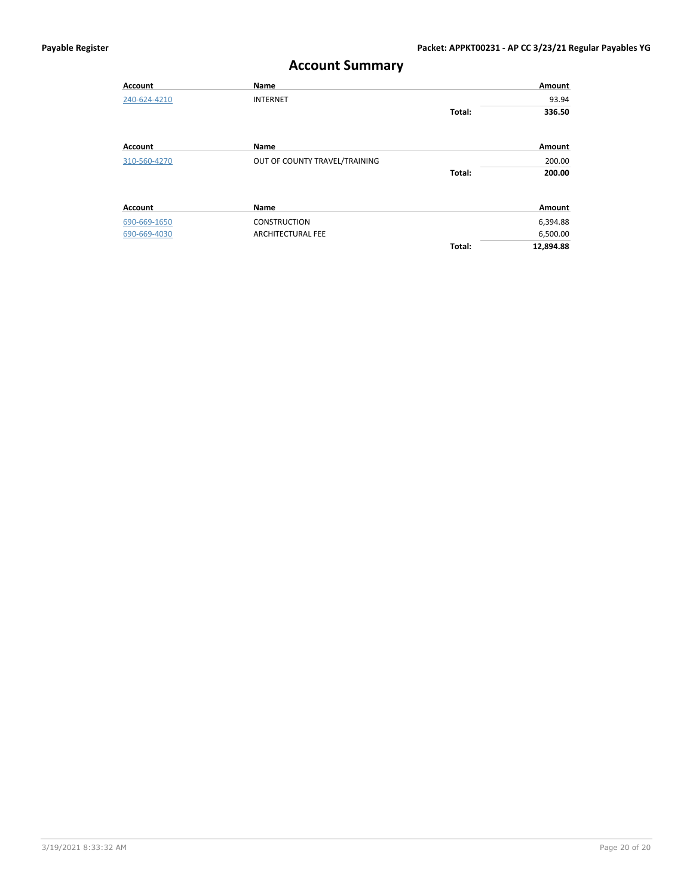# Account Summary

| Account | Name | | Amount |
|---|---|---|---|
| 240-624-4210 | INTERNET | | 93.94 |
| | | **Total:** | **336.50** |

| Account | Name | | Amount |
|---|---|---|---|
| 310-560-4270 | OUT OF COUNTY TRAVEL/TRAINING | | 200.00 |
| | | **Total:** | **200.00** |

| Account | Name | | Amount |
|---|---|---|---|
| 690-669-1650 | CONSTRUCTION | | 6,394.88 |
| 690-669-4030 | ARCHITECTURAL FEE | | 6,500.00 |
| | | **Total:** | **12,894.88** |